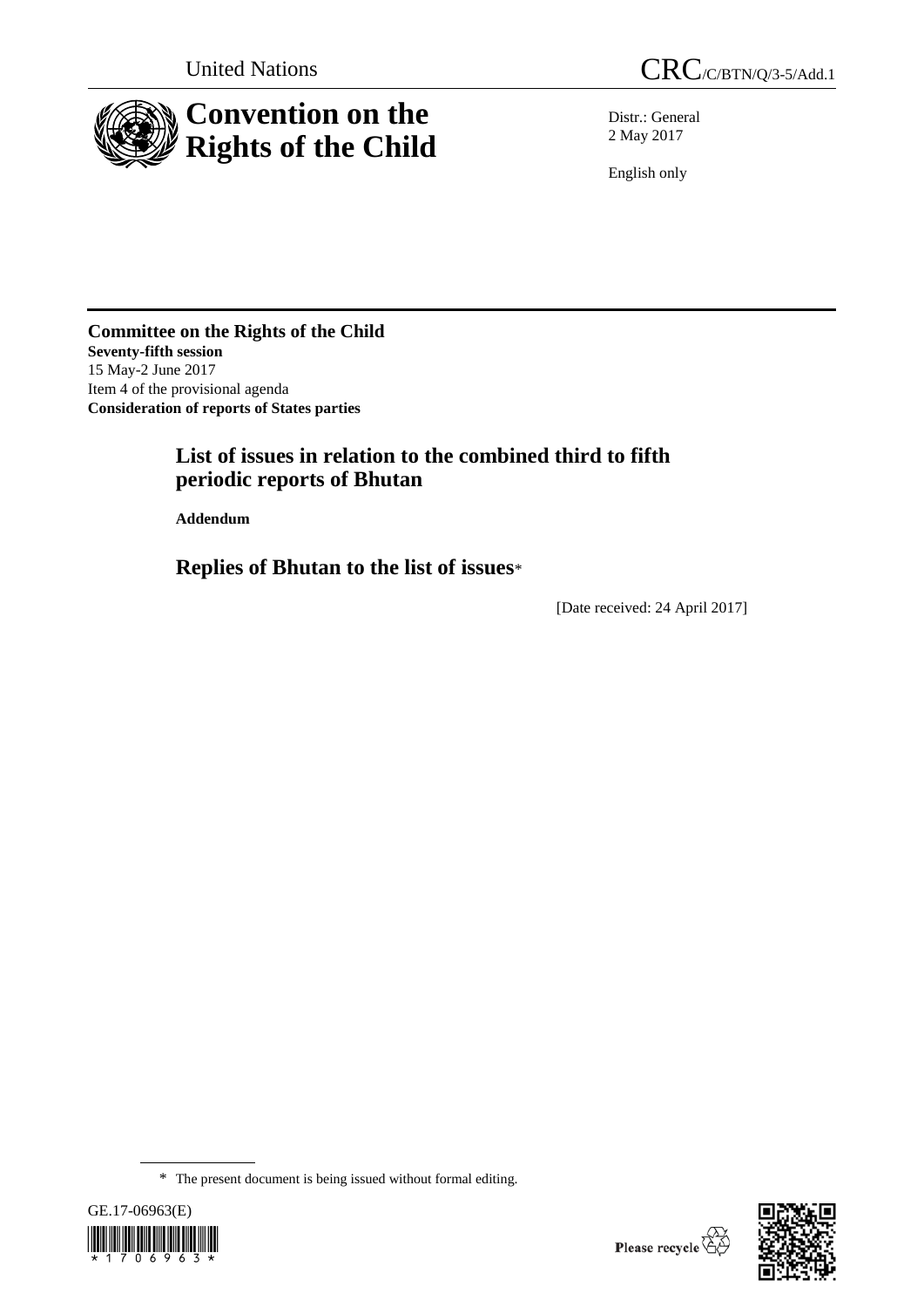United Nations

CRC/C/BTN/Q/3-5/Add.1

# Convention on the Rights of the Child

Distr.: General
2 May 2017

English only

**Committee on the Rights of the Child**
**Seventy-fifth session**
15 May-2 June 2017
Item 4 of the provisional agenda
**Consideration of reports of States parties**

## List of issues in relation to the combined third to fifth periodic reports of Bhutan

**Addendum**

## Replies of Bhutan to the list of issues*

[Date received: 24 April 2017]

\* The present document is being issued without formal editing.

GE.17-06963(E)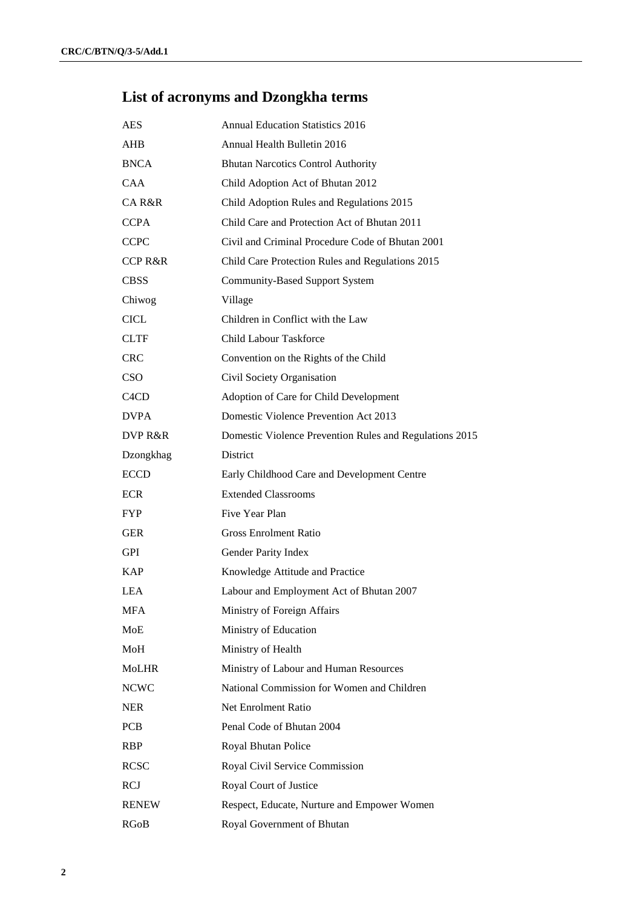# List of acronyms and Dzongkha terms

| | |
|---|---|
| AES | Annual Education Statistics 2016 |
| AHB | Annual Health Bulletin 2016 |
| BNCA | Bhutan Narcotics Control Authority |
| CAA | Child Adoption Act of Bhutan 2012 |
| CA R&R | Child Adoption Rules and Regulations 2015 |
| CCPA | Child Care and Protection Act of Bhutan 2011 |
| CCPC | Civil and Criminal Procedure Code of Bhutan 2001 |
| CCP R&R | Child Care Protection Rules and Regulations 2015 |
| CBSS | Community-Based Support System |
| Chiwog | Village |
| CICL | Children in Conflict with the Law |
| CLTF | Child Labour Taskforce |
| CRC | Convention on the Rights of the Child |
| CSO | Civil Society Organisation |
| C4CD | Adoption of Care for Child Development |
| DVPA | Domestic Violence Prevention Act 2013 |
| DVP R&R | Domestic Violence Prevention Rules and Regulations 2015 |
| Dzongkhag | District |
| ECCD | Early Childhood Care and Development Centre |
| ECR | Extended Classrooms |
| FYP | Five Year Plan |
| GER | Gross Enrolment Ratio |
| GPI | Gender Parity Index |
| KAP | Knowledge Attitude and Practice |
| LEA | Labour and Employment Act of Bhutan 2007 |
| MFA | Ministry of Foreign Affairs |
| MoE | Ministry of Education |
| MoH | Ministry of Health |
| MoLHR | Ministry of Labour and Human Resources |
| NCWC | National Commission for Women and Children |
| NER | Net Enrolment Ratio |
| PCB | Penal Code of Bhutan 2004 |
| RBP | Royal Bhutan Police |
| RCSC | Royal Civil Service Commission |
| RCJ | Royal Court of Justice |
| RENEW | Respect, Educate, Nurture and Empower Women |
| RGoB | Royal Government of Bhutan |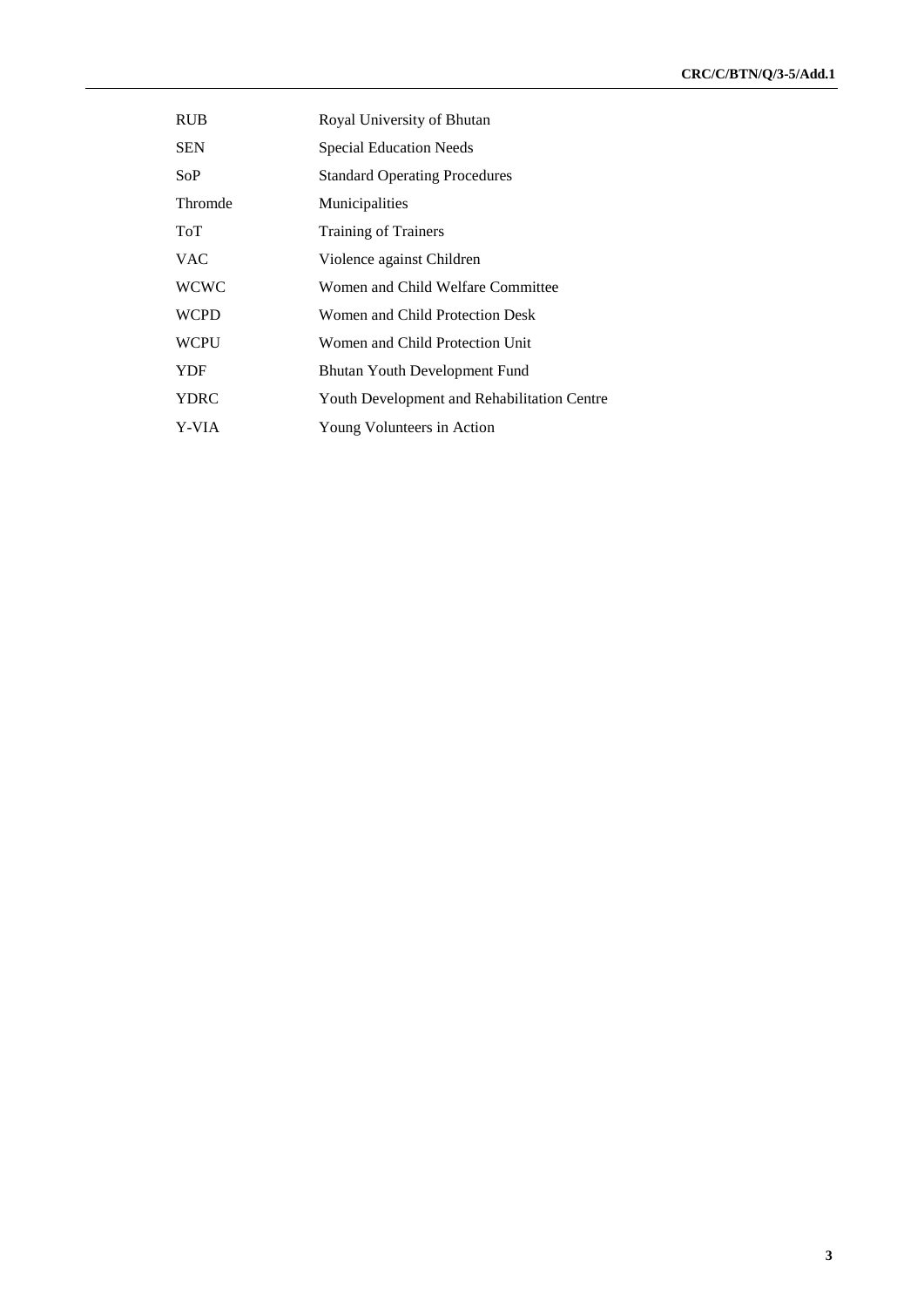| | |
|---|---|
| RUB | Royal University of Bhutan |
| SEN | Special Education Needs |
| SoP | Standard Operating Procedures |
| Thromde | Municipalities |
| ToT | Training of Trainers |
| VAC | Violence against Children |
| WCWC | Women and Child Welfare Committee |
| WCPD | Women and Child Protection Desk |
| WCPU | Women and Child Protection Unit |
| YDF | Bhutan Youth Development Fund |
| YDRC | Youth Development and Rehabilitation Centre |
| Y-VIA | Young Volunteers in Action |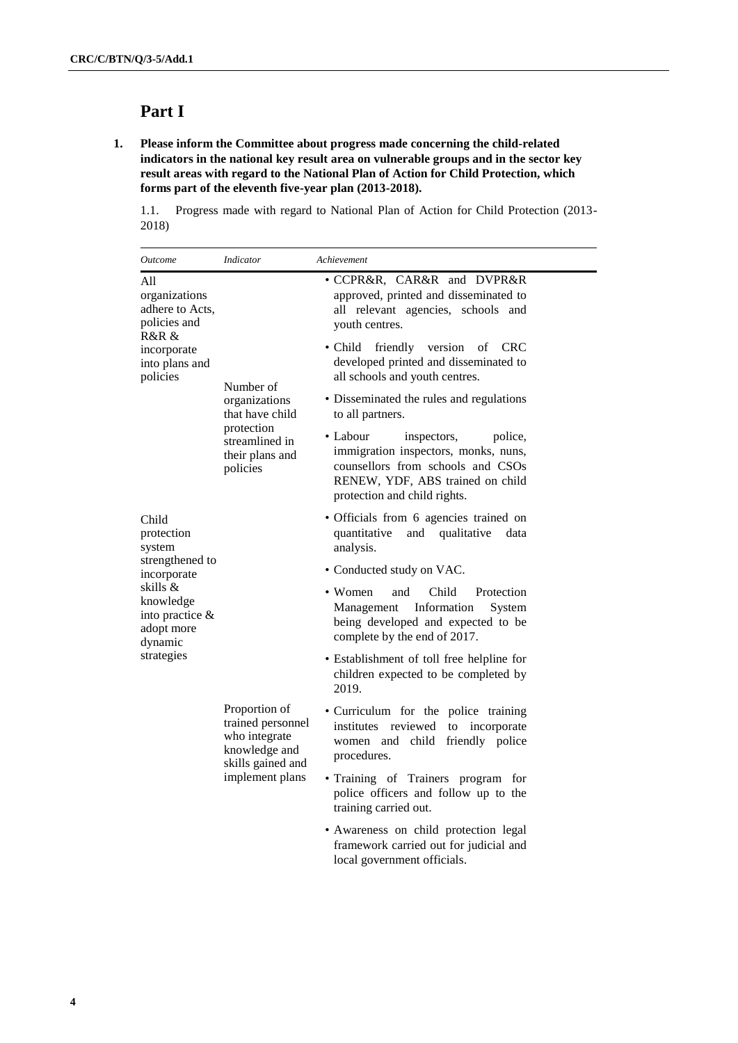# Part I

**1. Please inform the Committee about progress made concerning the child-related indicators in the national key result area on vulnerable groups and in the sector key result areas with regard to the National Plan of Action for Child Protection, which forms part of the eleventh five-year plan (2013-2018).**

1.1. Progress made with regard to National Plan of Action for Child Protection (2013-2018)

| *Outcome* | *Indicator* | *Achievement* |
|---|---|---|
| All organizations adhere to Acts, policies and R&R & incorporate into plans and policies | Number of organizations that have child protection streamlined in their plans and policies | • CCPR&R, CAR&R and DVPR&R approved, printed and disseminated to all relevant agencies, schools and youth centres.<br>• Child friendly version of CRC developed printed and disseminated to all schools and youth centres.<br>• Disseminated the rules and regulations to all partners.<br>• Labour inspectors, police, immigration inspectors, monks, nuns, counsellors from schools and CSOs RENEW, YDF, ABS trained on child protection and child rights. |
| Child protection system strengthened to incorporate skills & knowledge into practice & adopt more dynamic strategies | | • Officials from 6 agencies trained on quantitative and qualitative data analysis.<br>• Conducted study on VAC.<br>• Women and Child Protection Management Information System being developed and expected to be complete by the end of 2017.<br>• Establishment of toll free helpline for children expected to be completed by 2019. |
| | Proportion of trained personnel who integrate knowledge and skills gained and implement plans | • Curriculum for the police training institutes reviewed to incorporate women and child friendly police procedures.<br>• Training of Trainers program for police officers and follow up to the training carried out.<br>• Awareness on child protection legal framework carried out for judicial and local government officials. |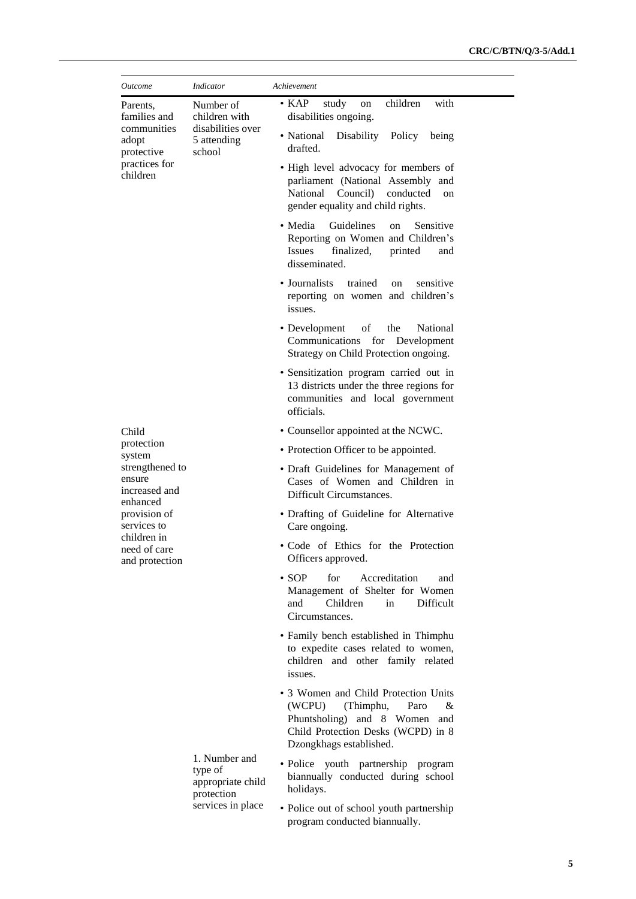| *Outcome* | *Indicator* | *Achievement* |
|---|---|---|
| Parents, families and communities adopt protective practices for children | Number of children with disabilities over 5 attending school | • KAP study on children with disabilities ongoing.<br>• National Disability Policy being drafted.<br>• High level advocacy for members of parliament (National Assembly and National Council) conducted on gender equality and child rights.<br>• Media Guidelines on Sensitive Reporting on Women and Children's Issues finalized, printed and disseminated.<br>• Journalists trained on sensitive reporting on women and children's issues.<br>• Development of the National Communications for Development Strategy on Child Protection ongoing.<br>• Sensitization program carried out in 13 districts under the three regions for communities and local government officials. |
| Child protection system strengthened to ensure increased and enhanced provision of services to children in need of care and protection | 1. Number and type of appropriate child protection services in place | • Counsellor appointed at the NCWC.<br>• Protection Officer to be appointed.<br>• Draft Guidelines for Management of Cases of Women and Children in Difficult Circumstances.<br>• Drafting of Guideline for Alternative Care ongoing.<br>• Code of Ethics for the Protection Officers approved.<br>• SOP for Accreditation and Management of Shelter for Women and Children in Difficult Circumstances.<br>• Family bench established in Thimphu to expedite cases related to women, children and other family related issues.<br>• 3 Women and Child Protection Units (WCPU) (Thimphu, Paro & Phuntsholing) and 8 Women and Child Protection Desks (WCPD) in 8 Dzongkhags established.<br>• Police youth partnership program biannually conducted during school holidays.<br>• Police out of school youth partnership program conducted biannually. |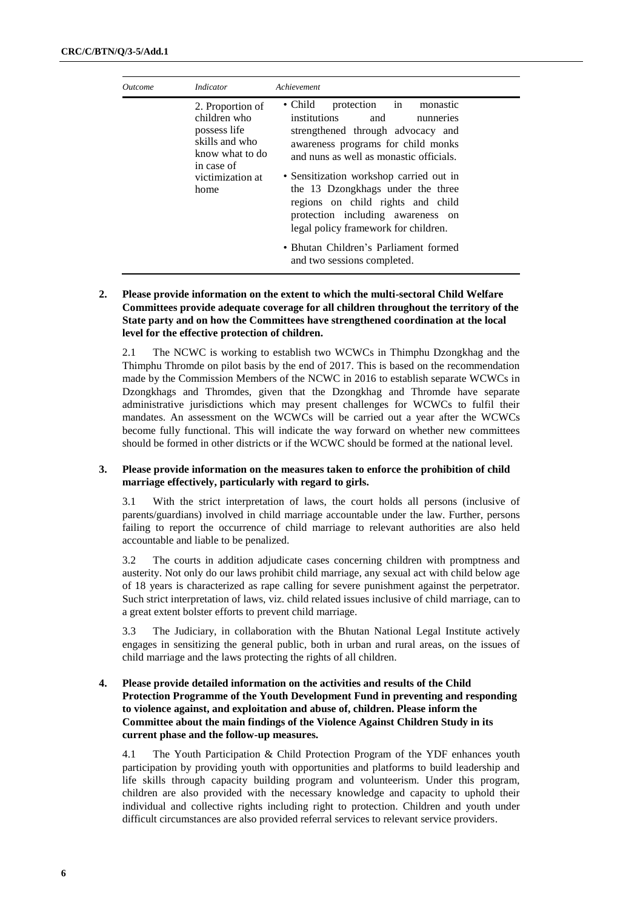| *Outcome* | *Indicator* | *Achievement* |
|---|---|---|
| | 2. Proportion of children who possess life skills and who know what to do in case of victimization at home | • Child protection in monastic institutions and nunneries strengthened through advocacy and awareness programs for child monks and nuns as well as monastic officials.<br>• Sensitization workshop carried out in the 13 Dzongkhags under the three regions on child rights and child protection including awareness on legal policy framework for children.<br>• Bhutan Children's Parliament formed and two sessions completed. |

**2. Please provide information on the extent to which the multi-sectoral Child Welfare Committees provide adequate coverage for all children throughout the territory of the State party and on how the Committees have strengthened coordination at the local level for the effective protection of children.**

2.1 The NCWC is working to establish two WCWCs in Thimphu Dzongkhag and the Thimphu Thromde on pilot basis by the end of 2017. This is based on the recommendation made by the Commission Members of the NCWC in 2016 to establish separate WCWCs in Dzongkhags and Thromdes, given that the Dzongkhag and Thromde have separate administrative jurisdictions which may present challenges for WCWCs to fulfil their mandates. An assessment on the WCWCs will be carried out a year after the WCWCs become fully functional. This will indicate the way forward on whether new committees should be formed in other districts or if the WCWC should be formed at the national level.

**3. Please provide information on the measures taken to enforce the prohibition of child marriage effectively, particularly with regard to girls.**

3.1 With the strict interpretation of laws, the court holds all persons (inclusive of parents/guardians) involved in child marriage accountable under the law. Further, persons failing to report the occurrence of child marriage to relevant authorities are also held accountable and liable to be penalized.

3.2 The courts in addition adjudicate cases concerning children with promptness and austerity. Not only do our laws prohibit child marriage, any sexual act with child below age of 18 years is characterized as rape calling for severe punishment against the perpetrator. Such strict interpretation of laws, viz. child related issues inclusive of child marriage, can to a great extent bolster efforts to prevent child marriage.

3.3 The Judiciary, in collaboration with the Bhutan National Legal Institute actively engages in sensitizing the general public, both in urban and rural areas, on the issues of child marriage and the laws protecting the rights of all children.

**4. Please provide detailed information on the activities and results of the Child Protection Programme of the Youth Development Fund in preventing and responding to violence against, and exploitation and abuse of, children. Please inform the Committee about the main findings of the Violence Against Children Study in its current phase and the follow-up measures.**

4.1 The Youth Participation & Child Protection Program of the YDF enhances youth participation by providing youth with opportunities and platforms to build leadership and life skills through capacity building program and volunteerism. Under this program, children are also provided with the necessary knowledge and capacity to uphold their individual and collective rights including right to protection. Children and youth under difficult circumstances are also provided referral services to relevant service providers.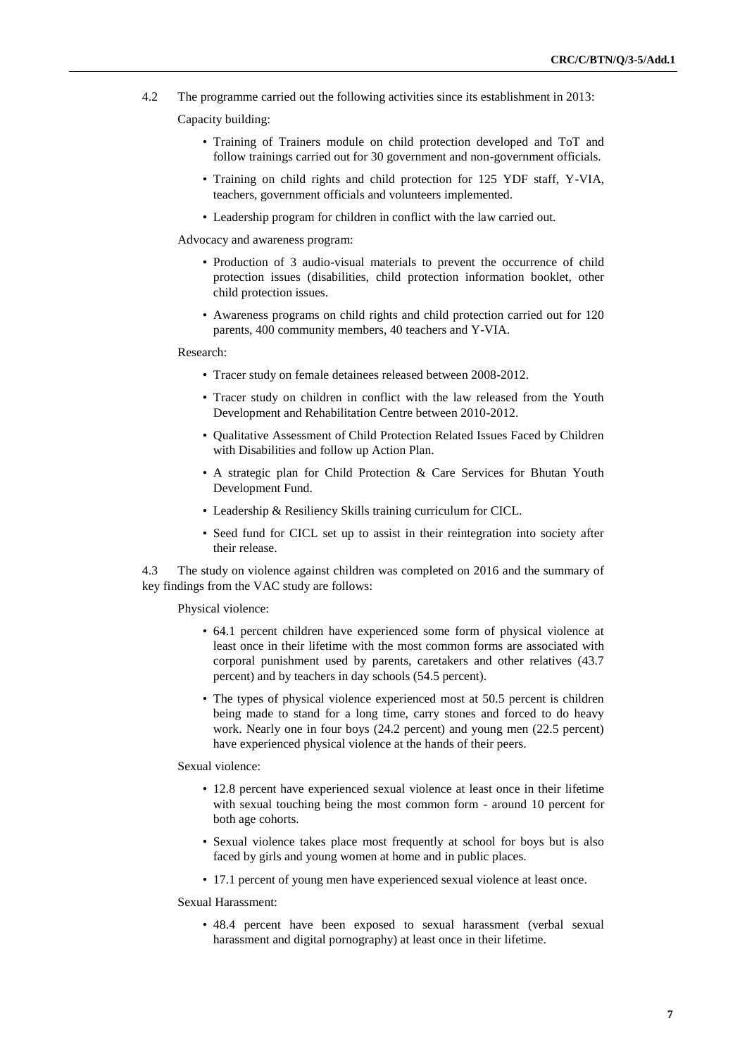4.2 The programme carried out the following activities since its establishment in 2013:

Capacity building:

- Training of Trainers module on child protection developed and ToT and follow trainings carried out for 30 government and non-government officials.
- Training on child rights and child protection for 125 YDF staff, Y-VIA, teachers, government officials and volunteers implemented.
- Leadership program for children in conflict with the law carried out.

Advocacy and awareness program:

- Production of 3 audio-visual materials to prevent the occurrence of child protection issues (disabilities, child protection information booklet, other child protection issues.
- Awareness programs on child rights and child protection carried out for 120 parents, 400 community members, 40 teachers and Y-VIA.

Research:

- Tracer study on female detainees released between 2008-2012.
- Tracer study on children in conflict with the law released from the Youth Development and Rehabilitation Centre between 2010-2012.
- Qualitative Assessment of Child Protection Related Issues Faced by Children with Disabilities and follow up Action Plan.
- A strategic plan for Child Protection & Care Services for Bhutan Youth Development Fund.
- Leadership & Resiliency Skills training curriculum for CICL.
- Seed fund for CICL set up to assist in their reintegration into society after their release.

4.3 The study on violence against children was completed on 2016 and the summary of key findings from the VAC study are follows:

Physical violence:

- 64.1 percent children have experienced some form of physical violence at least once in their lifetime with the most common forms are associated with corporal punishment used by parents, caretakers and other relatives (43.7 percent) and by teachers in day schools (54.5 percent).
- The types of physical violence experienced most at 50.5 percent is children being made to stand for a long time, carry stones and forced to do heavy work. Nearly one in four boys (24.2 percent) and young men (22.5 percent) have experienced physical violence at the hands of their peers.

Sexual violence:

- 12.8 percent have experienced sexual violence at least once in their lifetime with sexual touching being the most common form - around 10 percent for both age cohorts.
- Sexual violence takes place most frequently at school for boys but is also faced by girls and young women at home and in public places.
- 17.1 percent of young men have experienced sexual violence at least once.

Sexual Harassment:

- 48.4 percent have been exposed to sexual harassment (verbal sexual harassment and digital pornography) at least once in their lifetime.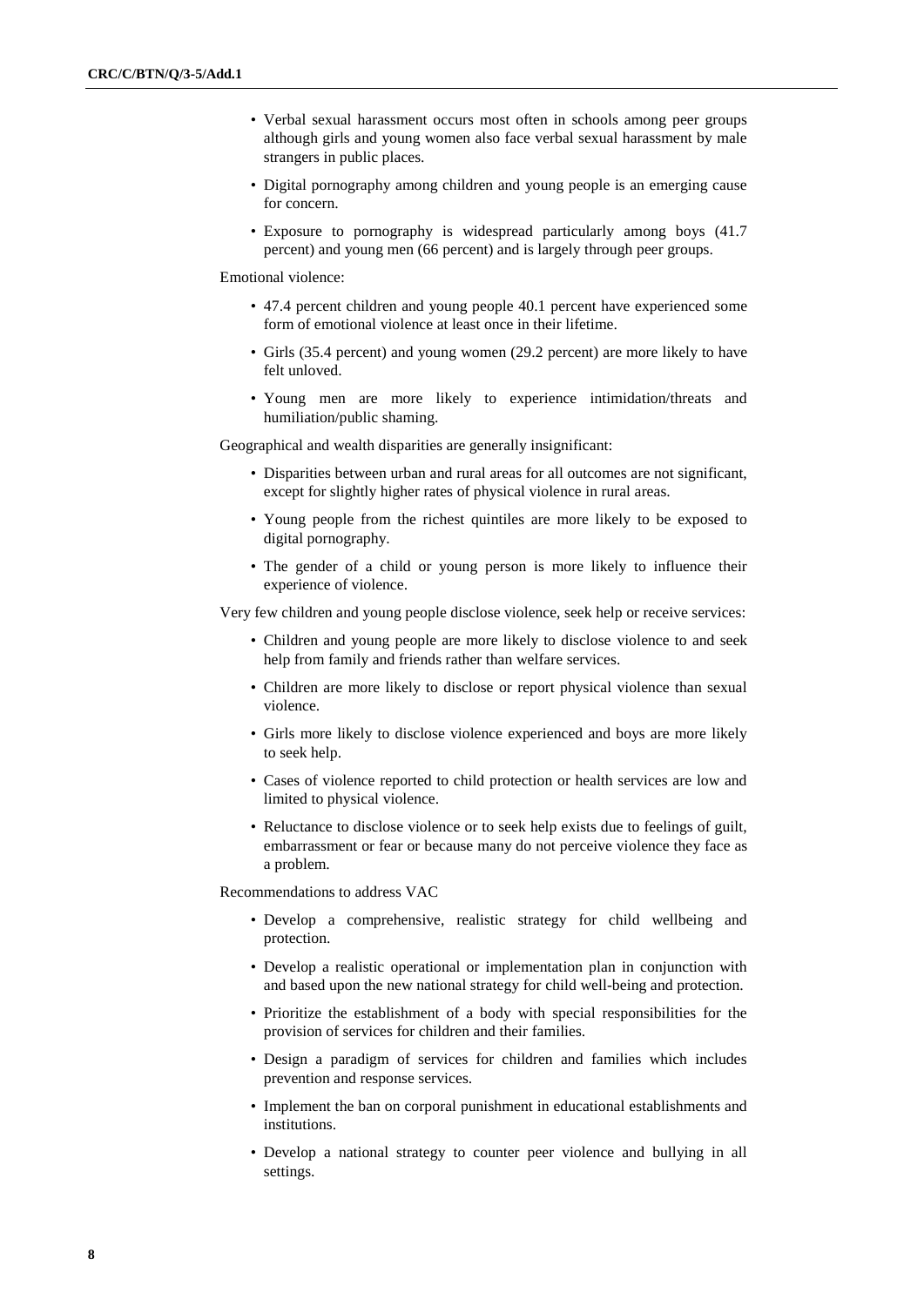- Verbal sexual harassment occurs most often in schools among peer groups although girls and young women also face verbal sexual harassment by male strangers in public places.
- Digital pornography among children and young people is an emerging cause for concern.
- Exposure to pornography is widespread particularly among boys (41.7 percent) and young men (66 percent) and is largely through peer groups.

Emotional violence:

- 47.4 percent children and young people 40.1 percent have experienced some form of emotional violence at least once in their lifetime.
- Girls (35.4 percent) and young women (29.2 percent) are more likely to have felt unloved.
- Young men are more likely to experience intimidation/threats and humiliation/public shaming.

Geographical and wealth disparities are generally insignificant:

- Disparities between urban and rural areas for all outcomes are not significant, except for slightly higher rates of physical violence in rural areas.
- Young people from the richest quintiles are more likely to be exposed to digital pornography.
- The gender of a child or young person is more likely to influence their experience of violence.

Very few children and young people disclose violence, seek help or receive services:

- Children and young people are more likely to disclose violence to and seek help from family and friends rather than welfare services.
- Children are more likely to disclose or report physical violence than sexual violence.
- Girls more likely to disclose violence experienced and boys are more likely to seek help.
- Cases of violence reported to child protection or health services are low and limited to physical violence.
- Reluctance to disclose violence or to seek help exists due to feelings of guilt, embarrassment or fear or because many do not perceive violence they face as a problem.

Recommendations to address VAC

- Develop a comprehensive, realistic strategy for child wellbeing and protection.
- Develop a realistic operational or implementation plan in conjunction with and based upon the new national strategy for child well-being and protection.
- Prioritize the establishment of a body with special responsibilities for the provision of services for children and their families.
- Design a paradigm of services for children and families which includes prevention and response services.
- Implement the ban on corporal punishment in educational establishments and institutions.
- Develop a national strategy to counter peer violence and bullying in all settings.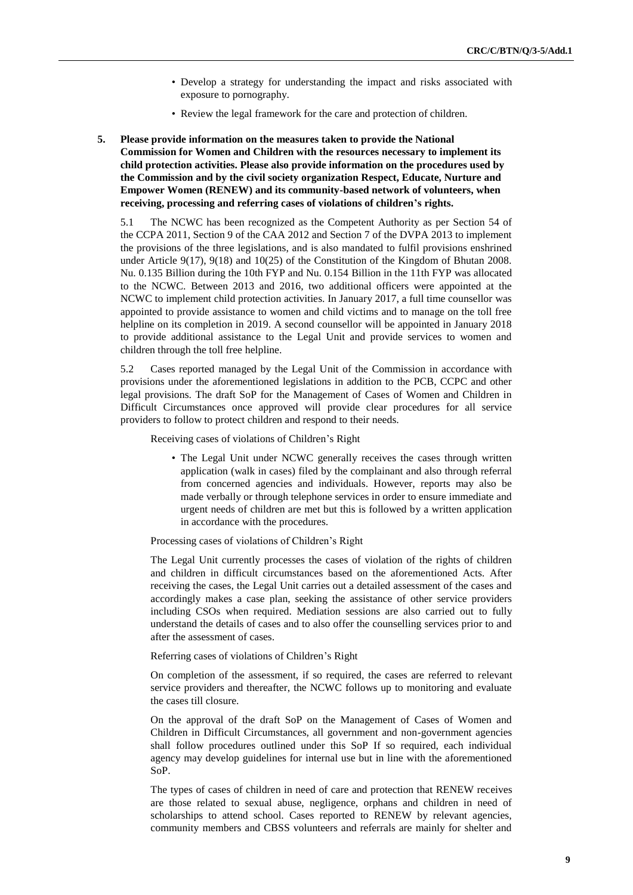- Develop a strategy for understanding the impact and risks associated with exposure to pornography.
- Review the legal framework for the care and protection of children.

**5. Please provide information on the measures taken to provide the National Commission for Women and Children with the resources necessary to implement its child protection activities. Please also provide information on the procedures used by the Commission and by the civil society organization Respect, Educate, Nurture and Empower Women (RENEW) and its community-based network of volunteers, when receiving, processing and referring cases of violations of children's rights.**

5.1 The NCWC has been recognized as the Competent Authority as per Section 54 of the CCPA 2011, Section 9 of the CAA 2012 and Section 7 of the DVPA 2013 to implement the provisions of the three legislations, and is also mandated to fulfil provisions enshrined under Article 9(17), 9(18) and 10(25) of the Constitution of the Kingdom of Bhutan 2008. Nu. 0.135 Billion during the 10th FYP and Nu. 0.154 Billion in the 11th FYP was allocated to the NCWC. Between 2013 and 2016, two additional officers were appointed at the NCWC to implement child protection activities. In January 2017, a full time counsellor was appointed to provide assistance to women and child victims and to manage on the toll free helpline on its completion in 2019. A second counsellor will be appointed in January 2018 to provide additional assistance to the Legal Unit and provide services to women and children through the toll free helpline.

5.2 Cases reported managed by the Legal Unit of the Commission in accordance with provisions under the aforementioned legislations in addition to the PCB, CCPC and other legal provisions. The draft SoP for the Management of Cases of Women and Children in Difficult Circumstances once approved will provide clear procedures for all service providers to follow to protect children and respond to their needs.

Receiving cases of violations of Children's Right

- The Legal Unit under NCWC generally receives the cases through written application (walk in cases) filed by the complainant and also through referral from concerned agencies and individuals. However, reports may also be made verbally or through telephone services in order to ensure immediate and urgent needs of children are met but this is followed by a written application in accordance with the procedures.

Processing cases of violations of Children's Right

The Legal Unit currently processes the cases of violation of the rights of children and children in difficult circumstances based on the aforementioned Acts. After receiving the cases, the Legal Unit carries out a detailed assessment of the cases and accordingly makes a case plan, seeking the assistance of other service providers including CSOs when required. Mediation sessions are also carried out to fully understand the details of cases and to also offer the counselling services prior to and after the assessment of cases.

Referring cases of violations of Children's Right

On completion of the assessment, if so required, the cases are referred to relevant service providers and thereafter, the NCWC follows up to monitoring and evaluate the cases till closure.

On the approval of the draft SoP on the Management of Cases of Women and Children in Difficult Circumstances, all government and non-government agencies shall follow procedures outlined under this SoP If so required, each individual agency may develop guidelines for internal use but in line with the aforementioned SoP.

The types of cases of children in need of care and protection that RENEW receives are those related to sexual abuse, negligence, orphans and children in need of scholarships to attend school. Cases reported to RENEW by relevant agencies, community members and CBSS volunteers and referrals are mainly for shelter and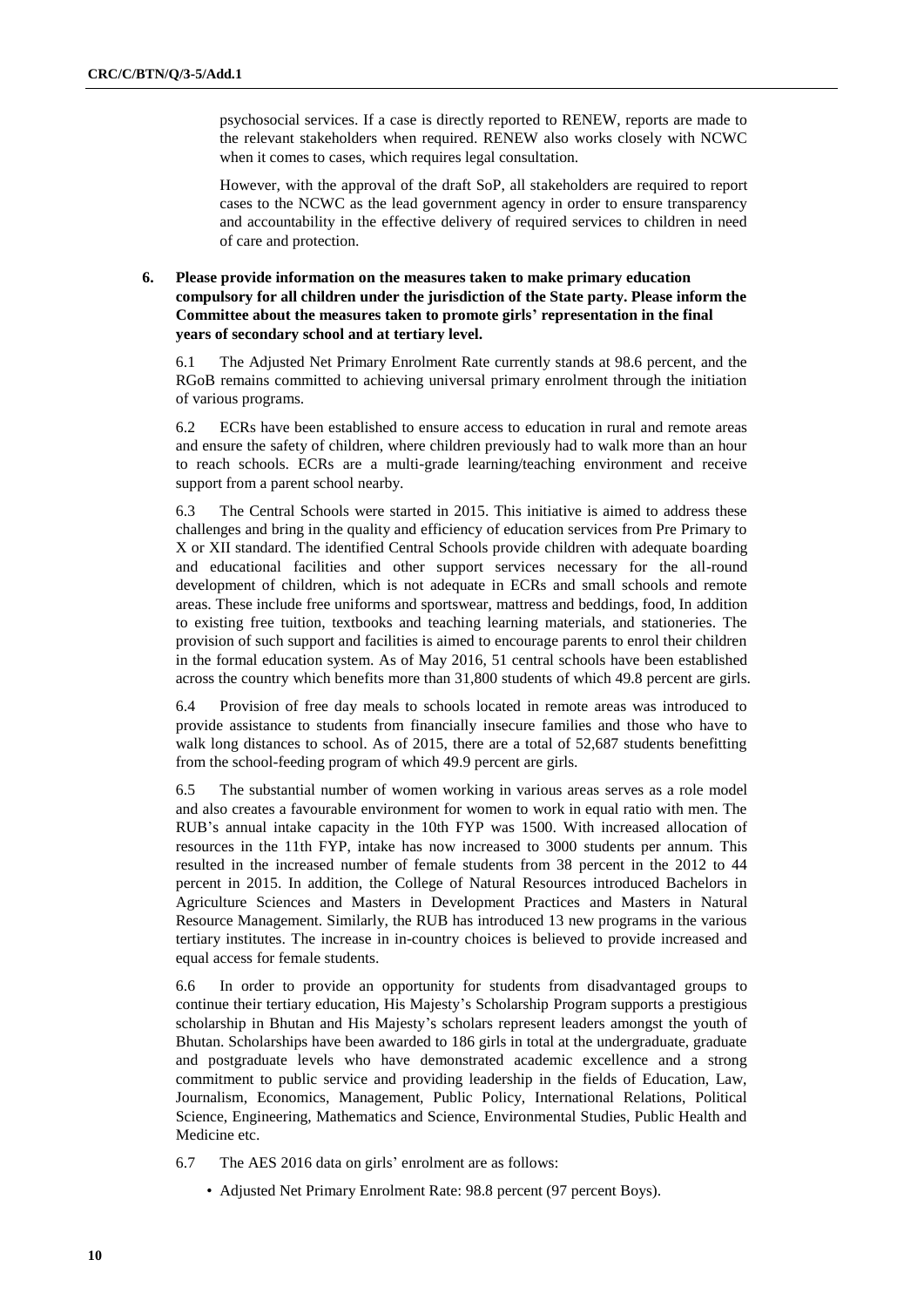psychosocial services. If a case is directly reported to RENEW, reports are made to the relevant stakeholders when required. RENEW also works closely with NCWC when it comes to cases, which requires legal consultation.

However, with the approval of the draft SoP, all stakeholders are required to report cases to the NCWC as the lead government agency in order to ensure transparency and accountability in the effective delivery of required services to children in need of care and protection.

**6. Please provide information on the measures taken to make primary education compulsory for all children under the jurisdiction of the State party. Please inform the Committee about the measures taken to promote girls' representation in the final years of secondary school and at tertiary level.**

6.1 The Adjusted Net Primary Enrolment Rate currently stands at 98.6 percent, and the RGoB remains committed to achieving universal primary enrolment through the initiation of various programs.

6.2 ECRs have been established to ensure access to education in rural and remote areas and ensure the safety of children, where children previously had to walk more than an hour to reach schools. ECRs are a multi-grade learning/teaching environment and receive support from a parent school nearby.

6.3 The Central Schools were started in 2015. This initiative is aimed to address these challenges and bring in the quality and efficiency of education services from Pre Primary to X or XII standard. The identified Central Schools provide children with adequate boarding and educational facilities and other support services necessary for the all-round development of children, which is not adequate in ECRs and small schools and remote areas. These include free uniforms and sportswear, mattress and beddings, food, In addition to existing free tuition, textbooks and teaching learning materials, and stationeries. The provision of such support and facilities is aimed to encourage parents to enrol their children in the formal education system. As of May 2016, 51 central schools have been established across the country which benefits more than 31,800 students of which 49.8 percent are girls.

6.4 Provision of free day meals to schools located in remote areas was introduced to provide assistance to students from financially insecure families and those who have to walk long distances to school. As of 2015, there are a total of 52,687 students benefitting from the school-feeding program of which 49.9 percent are girls.

6.5 The substantial number of women working in various areas serves as a role model and also creates a favourable environment for women to work in equal ratio with men. The RUB's annual intake capacity in the 10th FYP was 1500. With increased allocation of resources in the 11th FYP, intake has now increased to 3000 students per annum. This resulted in the increased number of female students from 38 percent in the 2012 to 44 percent in 2015. In addition, the College of Natural Resources introduced Bachelors in Agriculture Sciences and Masters in Development Practices and Masters in Natural Resource Management. Similarly, the RUB has introduced 13 new programs in the various tertiary institutes. The increase in in-country choices is believed to provide increased and equal access for female students.

6.6 In order to provide an opportunity for students from disadvantaged groups to continue their tertiary education, His Majesty's Scholarship Program supports a prestigious scholarship in Bhutan and His Majesty's scholars represent leaders amongst the youth of Bhutan. Scholarships have been awarded to 186 girls in total at the undergraduate, graduate and postgraduate levels who have demonstrated academic excellence and a strong commitment to public service and providing leadership in the fields of Education, Law, Journalism, Economics, Management, Public Policy, International Relations, Political Science, Engineering, Mathematics and Science, Environmental Studies, Public Health and Medicine etc.

6.7 The AES 2016 data on girls' enrolment are as follows:

- Adjusted Net Primary Enrolment Rate: 98.8 percent (97 percent Boys).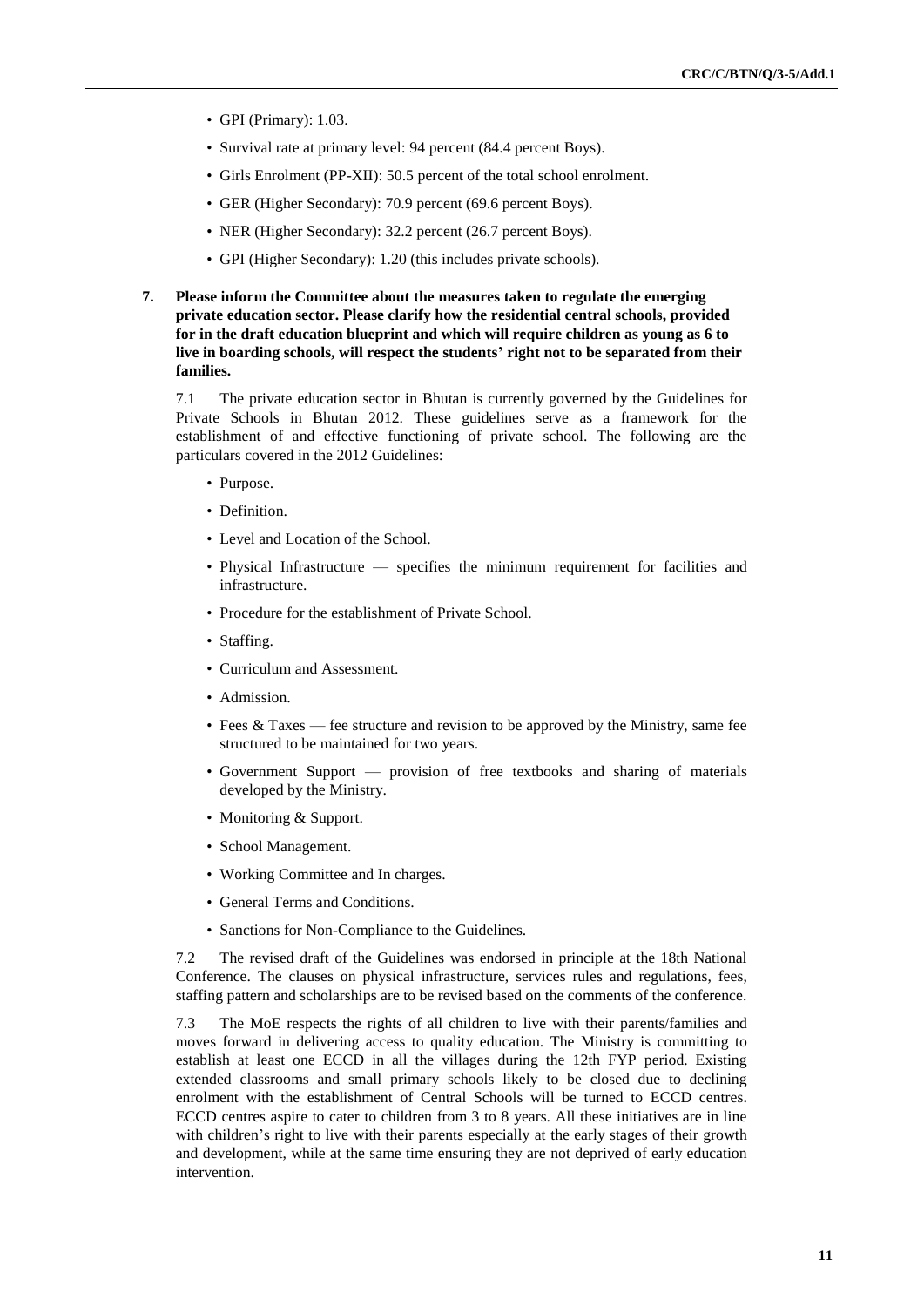- GPI (Primary): 1.03.
- Survival rate at primary level: 94 percent (84.4 percent Boys).
- Girls Enrolment (PP-XII): 50.5 percent of the total school enrolment.
- GER (Higher Secondary): 70.9 percent (69.6 percent Boys).
- NER (Higher Secondary): 32.2 percent (26.7 percent Boys).
- GPI (Higher Secondary): 1.20 (this includes private schools).

**7. Please inform the Committee about the measures taken to regulate the emerging private education sector. Please clarify how the residential central schools, provided for in the draft education blueprint and which will require children as young as 6 to live in boarding schools, will respect the students' right not to be separated from their families.**

7.1 The private education sector in Bhutan is currently governed by the Guidelines for Private Schools in Bhutan 2012. These guidelines serve as a framework for the establishment of and effective functioning of private school. The following are the particulars covered in the 2012 Guidelines:

- Purpose.
- Definition.
- Level and Location of the School.
- Physical Infrastructure — specifies the minimum requirement for facilities and infrastructure.
- Procedure for the establishment of Private School.
- Staffing.
- Curriculum and Assessment.
- Admission.
- Fees & Taxes — fee structure and revision to be approved by the Ministry, same fee structured to be maintained for two years.
- Government Support — provision of free textbooks and sharing of materials developed by the Ministry.
- Monitoring & Support.
- School Management.
- Working Committee and In charges.
- General Terms and Conditions.
- Sanctions for Non-Compliance to the Guidelines.

7.2 The revised draft of the Guidelines was endorsed in principle at the 18th National Conference. The clauses on physical infrastructure, services rules and regulations, fees, staffing pattern and scholarships are to be revised based on the comments of the conference.

7.3 The MoE respects the rights of all children to live with their parents/families and moves forward in delivering access to quality education. The Ministry is committing to establish at least one ECCD in all the villages during the 12th FYP period. Existing extended classrooms and small primary schools likely to be closed due to declining enrolment with the establishment of Central Schools will be turned to ECCD centres. ECCD centres aspire to cater to children from 3 to 8 years. All these initiatives are in line with children's right to live with their parents especially at the early stages of their growth and development, while at the same time ensuring they are not deprived of early education intervention.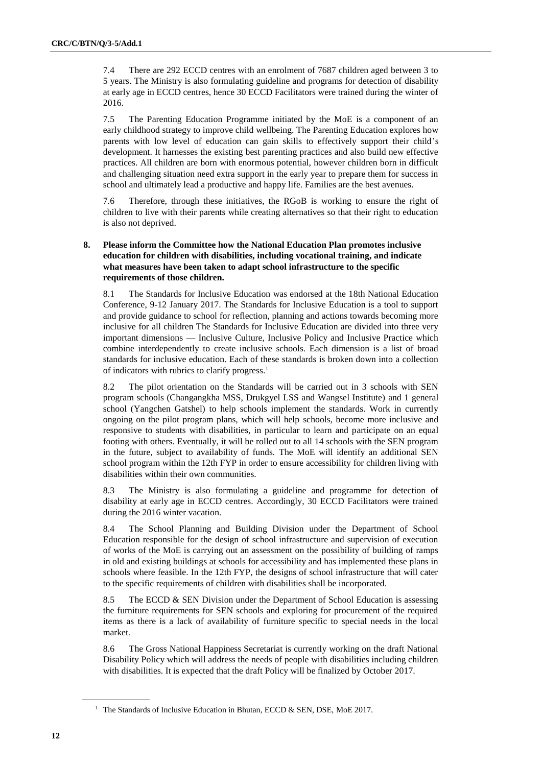7.4 There are 292 ECCD centres with an enrolment of 7687 children aged between 3 to 5 years. The Ministry is also formulating guideline and programs for detection of disability at early age in ECCD centres, hence 30 ECCD Facilitators were trained during the winter of 2016.

7.5 The Parenting Education Programme initiated by the MoE is a component of an early childhood strategy to improve child wellbeing. The Parenting Education explores how parents with low level of education can gain skills to effectively support their child's development. It harnesses the existing best parenting practices and also build new effective practices. All children are born with enormous potential, however children born in difficult and challenging situation need extra support in the early year to prepare them for success in school and ultimately lead a productive and happy life. Families are the best avenues.

7.6 Therefore, through these initiatives, the RGoB is working to ensure the right of children to live with their parents while creating alternatives so that their right to education is also not deprived.

**8. Please inform the Committee how the National Education Plan promotes inclusive education for children with disabilities, including vocational training, and indicate what measures have been taken to adapt school infrastructure to the specific requirements of those children.**

8.1 The Standards for Inclusive Education was endorsed at the 18th National Education Conference, 9-12 January 2017. The Standards for Inclusive Education is a tool to support and provide guidance to school for reflection, planning and actions towards becoming more inclusive for all children The Standards for Inclusive Education are divided into three very important dimensions — Inclusive Culture, Inclusive Policy and Inclusive Practice which combine interdependently to create inclusive schools. Each dimension is a list of broad standards for inclusive education. Each of these standards is broken down into a collection of indicators with rubrics to clarify progress.[1]

8.2 The pilot orientation on the Standards will be carried out in 3 schools with SEN program schools (Changangkha MSS, Drukgyel LSS and Wangsel Institute) and 1 general school (Yangchen Gatshel) to help schools implement the standards. Work in currently ongoing on the pilot program plans, which will help schools, become more inclusive and responsive to students with disabilities, in particular to learn and participate on an equal footing with others. Eventually, it will be rolled out to all 14 schools with the SEN program in the future, subject to availability of funds. The MoE will identify an additional SEN school program within the 12th FYP in order to ensure accessibility for children living with disabilities within their own communities.

8.3 The Ministry is also formulating a guideline and programme for detection of disability at early age in ECCD centres. Accordingly, 30 ECCD Facilitators were trained during the 2016 winter vacation.

8.4 The School Planning and Building Division under the Department of School Education responsible for the design of school infrastructure and supervision of execution of works of the MoE is carrying out an assessment on the possibility of building of ramps in old and existing buildings at schools for accessibility and has implemented these plans in schools where feasible. In the 12th FYP, the designs of school infrastructure that will cater to the specific requirements of children with disabilities shall be incorporated.

8.5 The ECCD & SEN Division under the Department of School Education is assessing the furniture requirements for SEN schools and exploring for procurement of the required items as there is a lack of availability of furniture specific to special needs in the local market.

8.6 The Gross National Happiness Secretariat is currently working on the draft National Disability Policy which will address the needs of people with disabilities including children with disabilities. It is expected that the draft Policy will be finalized by October 2017.

[1] The Standards of Inclusive Education in Bhutan, ECCD & SEN, DSE, MoE 2017.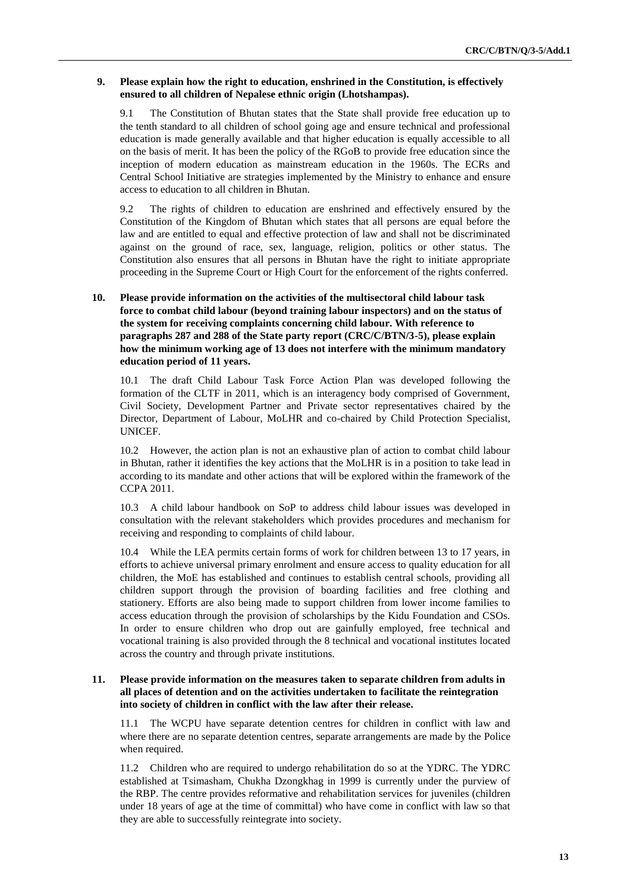**9. Please explain how the right to education, enshrined in the Constitution, is effectively ensured to all children of Nepalese ethnic origin (Lhotshampas).**

9.1 The Constitution of Bhutan states that the State shall provide free education up to the tenth standard to all children of school going age and ensure technical and professional education is made generally available and that higher education is equally accessible to all on the basis of merit. It has been the policy of the RGoB to provide free education since the inception of modern education as mainstream education in the 1960s. The ECRs and Central School Initiative are strategies implemented by the Ministry to enhance and ensure access to education to all children in Bhutan.

9.2 The rights of children to education are enshrined and effectively ensured by the Constitution of the Kingdom of Bhutan which states that all persons are equal before the law and are entitled to equal and effective protection of law and shall not be discriminated against on the ground of race, sex, language, religion, politics or other status. The Constitution also ensures that all persons in Bhutan have the right to initiate appropriate proceeding in the Supreme Court or High Court for the enforcement of the rights conferred.

**10. Please provide information on the activities of the multisectoral child labour task force to combat child labour (beyond training labour inspectors) and on the status of the system for receiving complaints concerning child labour. With reference to paragraphs 287 and 288 of the State party report (CRC/C/BTN/3-5), please explain how the minimum working age of 13 does not interfere with the minimum mandatory education period of 11 years.**

10.1 The draft Child Labour Task Force Action Plan was developed following the formation of the CLTF in 2011, which is an interagency body comprised of Government, Civil Society, Development Partner and Private sector representatives chaired by the Director, Department of Labour, MoLHR and co-chaired by Child Protection Specialist, UNICEF.

10.2 However, the action plan is not an exhaustive plan of action to combat child labour in Bhutan, rather it identifies the key actions that the MoLHR is in a position to take lead in according to its mandate and other actions that will be explored within the framework of the CCPA 2011.

10.3 A child labour handbook on SoP to address child labour issues was developed in consultation with the relevant stakeholders which provides procedures and mechanism for receiving and responding to complaints of child labour.

10.4 While the LEA permits certain forms of work for children between 13 to 17 years, in efforts to achieve universal primary enrolment and ensure access to quality education for all children, the MoE has established and continues to establish central schools, providing all children support through the provision of boarding facilities and free clothing and stationery. Efforts are also being made to support children from lower income families to access education through the provision of scholarships by the Kidu Foundation and CSOs. In order to ensure children who drop out are gainfully employed, free technical and vocational training is also provided through the 8 technical and vocational institutes located across the country and through private institutions.

**11. Please provide information on the measures taken to separate children from adults in all places of detention and on the activities undertaken to facilitate the reintegration into society of children in conflict with the law after their release.**

11.1 The WCPU have separate detention centres for children in conflict with law and where there are no separate detention centres, separate arrangements are made by the Police when required.

11.2 Children who are required to undergo rehabilitation do so at the YDRC. The YDRC established at Tsimasham, Chukha Dzongkhag in 1999 is currently under the purview of the RBP. The centre provides reformative and rehabilitation services for juveniles (children under 18 years of age at the time of committal) who have come in conflict with law so that they are able to successfully reintegrate into society.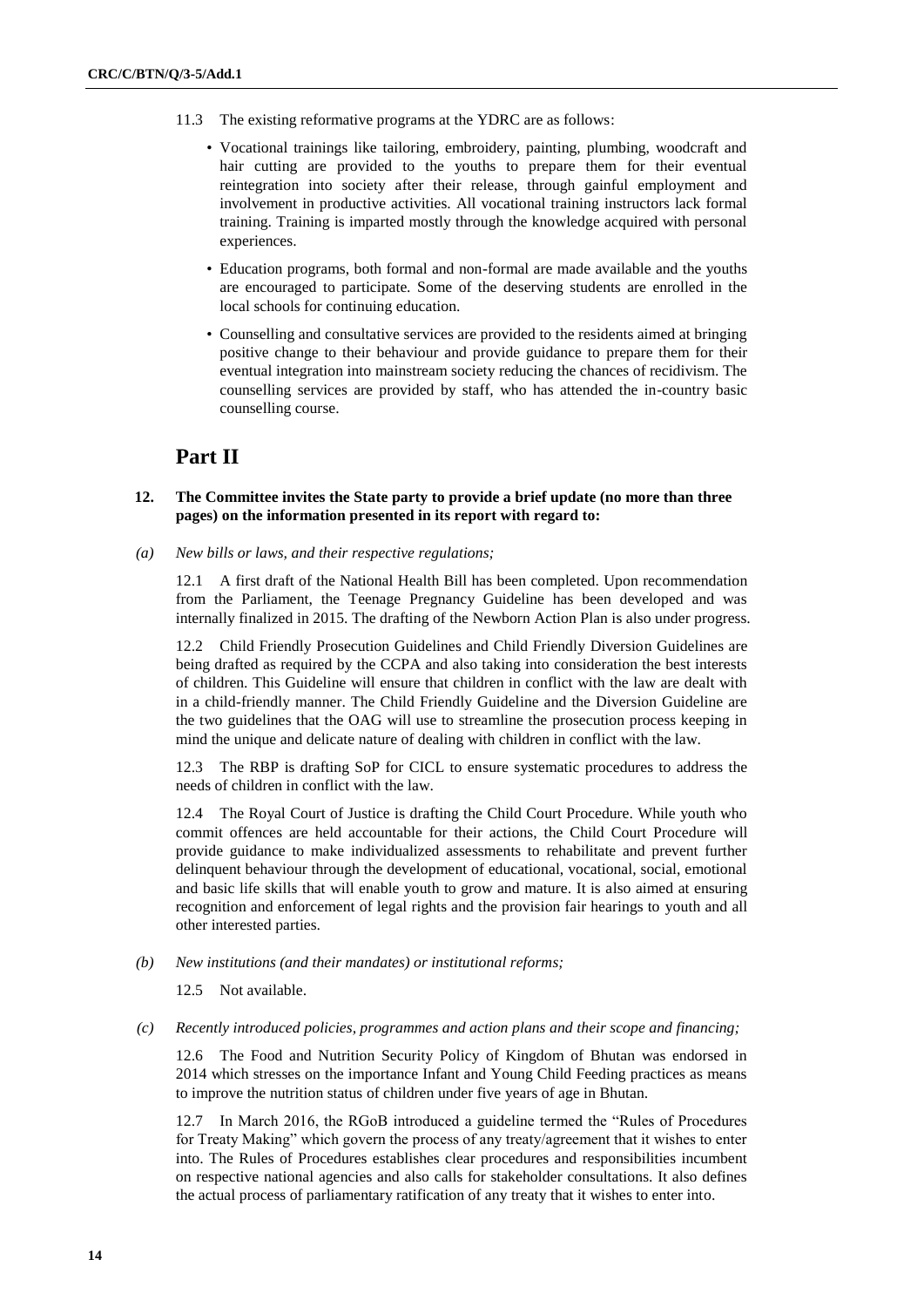11.3 The existing reformative programs at the YDRC are as follows:

- Vocational trainings like tailoring, embroidery, painting, plumbing, woodcraft and hair cutting are provided to the youths to prepare them for their eventual reintegration into society after their release, through gainful employment and involvement in productive activities. All vocational training instructors lack formal training. Training is imparted mostly through the knowledge acquired with personal experiences.
- Education programs, both formal and non-formal are made available and the youths are encouraged to participate. Some of the deserving students are enrolled in the local schools for continuing education.
- Counselling and consultative services are provided to the residents aimed at bringing positive change to their behaviour and provide guidance to prepare them for their eventual integration into mainstream society reducing the chances of recidivism. The counselling services are provided by staff, who has attended the in-country basic counselling course.

# Part II

**12. The Committee invites the State party to provide a brief update (no more than three pages) on the information presented in its report with regard to:**

*(a) New bills or laws, and their respective regulations;*

12.1 A first draft of the National Health Bill has been completed. Upon recommendation from the Parliament, the Teenage Pregnancy Guideline has been developed and was internally finalized in 2015. The drafting of the Newborn Action Plan is also under progress.

12.2 Child Friendly Prosecution Guidelines and Child Friendly Diversion Guidelines are being drafted as required by the CCPA and also taking into consideration the best interests of children. This Guideline will ensure that children in conflict with the law are dealt with in a child-friendly manner. The Child Friendly Guideline and the Diversion Guideline are the two guidelines that the OAG will use to streamline the prosecution process keeping in mind the unique and delicate nature of dealing with children in conflict with the law.

12.3 The RBP is drafting SoP for CICL to ensure systematic procedures to address the needs of children in conflict with the law.

12.4 The Royal Court of Justice is drafting the Child Court Procedure. While youth who commit offences are held accountable for their actions, the Child Court Procedure will provide guidance to make individualized assessments to rehabilitate and prevent further delinquent behaviour through the development of educational, vocational, social, emotional and basic life skills that will enable youth to grow and mature. It is also aimed at ensuring recognition and enforcement of legal rights and the provision fair hearings to youth and all other interested parties.

*(b) New institutions (and their mandates) or institutional reforms;*

12.5 Not available.

*(c) Recently introduced policies, programmes and action plans and their scope and financing;*

12.6 The Food and Nutrition Security Policy of Kingdom of Bhutan was endorsed in 2014 which stresses on the importance Infant and Young Child Feeding practices as means to improve the nutrition status of children under five years of age in Bhutan.

12.7 In March 2016, the RGoB introduced a guideline termed the "Rules of Procedures for Treaty Making" which govern the process of any treaty/agreement that it wishes to enter into. The Rules of Procedures establishes clear procedures and responsibilities incumbent on respective national agencies and also calls for stakeholder consultations. It also defines the actual process of parliamentary ratification of any treaty that it wishes to enter into.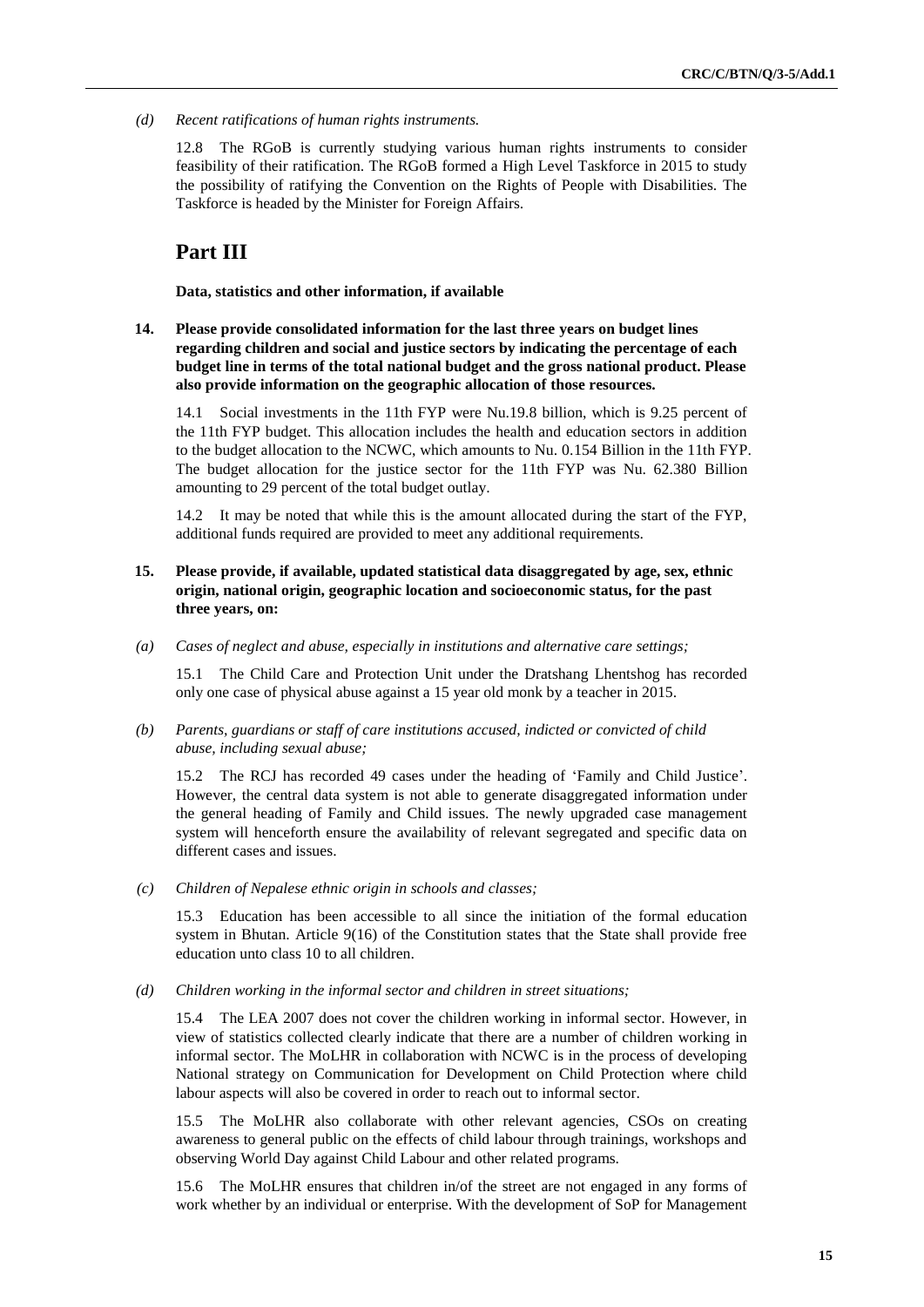*(d) Recent ratifications of human rights instruments.*

12.8 The RGoB is currently studying various human rights instruments to consider feasibility of their ratification. The RGoB formed a High Level Taskforce in 2015 to study the possibility of ratifying the Convention on the Rights of People with Disabilities. The Taskforce is headed by the Minister for Foreign Affairs.

# Part III

**Data, statistics and other information, if available**

**14. Please provide consolidated information for the last three years on budget lines regarding children and social and justice sectors by indicating the percentage of each budget line in terms of the total national budget and the gross national product. Please also provide information on the geographic allocation of those resources.**

14.1 Social investments in the 11th FYP were Nu.19.8 billion, which is 9.25 percent of the 11th FYP budget. This allocation includes the health and education sectors in addition to the budget allocation to the NCWC, which amounts to Nu. 0.154 Billion in the 11th FYP. The budget allocation for the justice sector for the 11th FYP was Nu. 62.380 Billion amounting to 29 percent of the total budget outlay.

14.2 It may be noted that while this is the amount allocated during the start of the FYP, additional funds required are provided to meet any additional requirements.

**15. Please provide, if available, updated statistical data disaggregated by age, sex, ethnic origin, national origin, geographic location and socioeconomic status, for the past three years, on:**

*(a) Cases of neglect and abuse, especially in institutions and alternative care settings;*

15.1 The Child Care and Protection Unit under the Dratshang Lhentshog has recorded only one case of physical abuse against a 15 year old monk by a teacher in 2015.

*(b) Parents, guardians or staff of care institutions accused, indicted or convicted of child abuse, including sexual abuse;*

15.2 The RCJ has recorded 49 cases under the heading of 'Family and Child Justice'. However, the central data system is not able to generate disaggregated information under the general heading of Family and Child issues. The newly upgraded case management system will henceforth ensure the availability of relevant segregated and specific data on different cases and issues.

*(c) Children of Nepalese ethnic origin in schools and classes;*

15.3 Education has been accessible to all since the initiation of the formal education system in Bhutan. Article 9(16) of the Constitution states that the State shall provide free education unto class 10 to all children.

*(d) Children working in the informal sector and children in street situations;*

15.4 The LEA 2007 does not cover the children working in informal sector. However, in view of statistics collected clearly indicate that there are a number of children working in informal sector. The MoLHR in collaboration with NCWC is in the process of developing National strategy on Communication for Development on Child Protection where child labour aspects will also be covered in order to reach out to informal sector.

15.5 The MoLHR also collaborate with other relevant agencies, CSOs on creating awareness to general public on the effects of child labour through trainings, workshops and observing World Day against Child Labour and other related programs.

15.6 The MoLHR ensures that children in/of the street are not engaged in any forms of work whether by an individual or enterprise. With the development of SoP for Management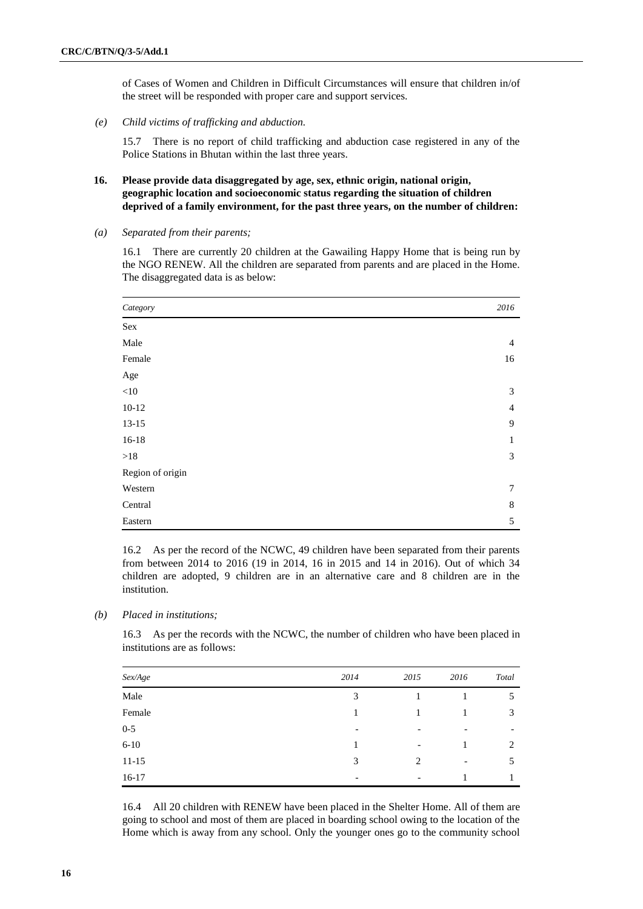of Cases of Women and Children in Difficult Circumstances will ensure that children in/of the street will be responded with proper care and support services.

*(e)* *Child victims of trafficking and abduction.*

15.7 There is no report of child trafficking and abduction case registered in any of the Police Stations in Bhutan within the last three years.

**16. Please provide data disaggregated by age, sex, ethnic origin, national origin, geographic location and socioeconomic status regarding the situation of children deprived of a family environment, for the past three years, on the number of children:**

*(a)* *Separated from their parents;*

16.1 There are currently 20 children at the Gawailing Happy Home that is being run by the NGO RENEW. All the children are separated from parents and are placed in the Home. The disaggregated data is as below:

| *Category* | *2016* |
|---|---|
| Sex | |
| Male | 4 |
| Female | 16 |
| Age | |
| <10 | 3 |
| 10-12 | 4 |
| 13-15 | 9 |
| 16-18 | 1 |
| >18 | 3 |
| Region of origin | |
| Western | 7 |
| Central | 8 |
| Eastern | 5 |

16.2 As per the record of the NCWC, 49 children have been separated from their parents from between 2014 to 2016 (19 in 2014, 16 in 2015 and 14 in 2016). Out of which 34 children are adopted, 9 children are in an alternative care and 8 children are in the institution.

*(b)* *Placed in institutions;*

16.3 As per the records with the NCWC, the number of children who have been placed in institutions are as follows:

| *Sex/Age* | *2014* | *2015* | *2016* | *Total* |
|---|---|---|---|---|
| Male | 3 | 1 | 1 | 5 |
| Female | 1 | 1 | 1 | 3 |
| 0-5 | - | - | - | - |
| 6-10 | 1 | - | 1 | 2 |
| 11-15 | 3 | 2 | - | 5 |
| 16-17 | - | - | 1 | 1 |

16.4 All 20 children with RENEW have been placed in the Shelter Home. All of them are going to school and most of them are placed in boarding school owing to the location of the Home which is away from any school. Only the younger ones go to the community school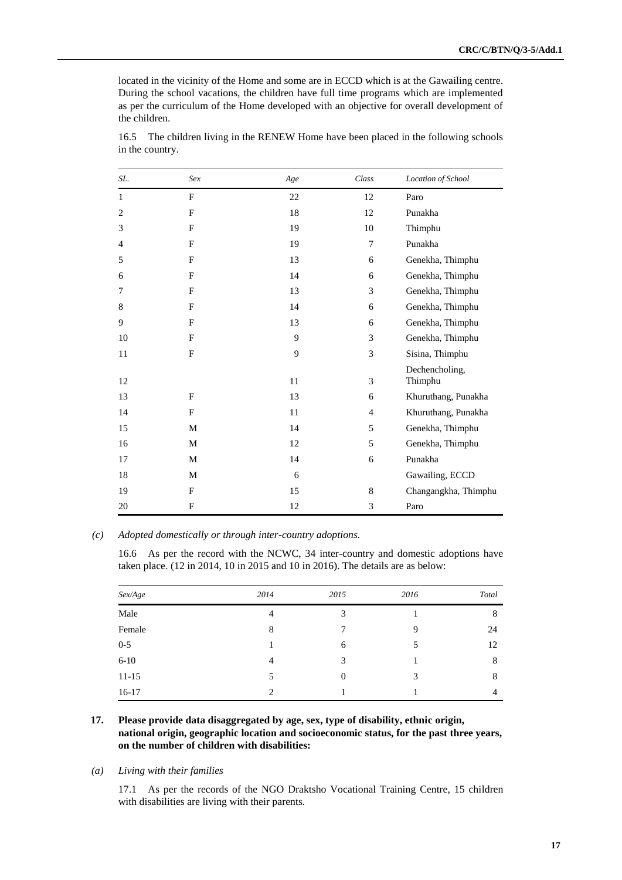located in the vicinity of the Home and some are in ECCD which is at the Gawailing centre. During the school vacations, the children have full time programs which are implemented as per the curriculum of the Home developed with an objective for overall development of the children.

16.5 The children living in the RENEW Home have been placed in the following schools in the country.

| *SL.* | *Sex* | *Age* | *Class* | *Location of School* |
|---|---|---|---|---|
| 1 | F | 22 | 12 | Paro |
| 2 | F | 18 | 12 | Punakha |
| 3 | F | 19 | 10 | Thimphu |
| 4 | F | 19 | 7 | Punakha |
| 5 | F | 13 | 6 | Genekha, Thimphu |
| 6 | F | 14 | 6 | Genekha, Thimphu |
| 7 | F | 13 | 3 | Genekha, Thimphu |
| 8 | F | 14 | 6 | Genekha, Thimphu |
| 9 | F | 13 | 6 | Genekha, Thimphu |
| 10 | F | 9 | 3 | Genekha, Thimphu |
| 11 | F | 9 | 3 | Sisina, Thimphu |
| 12 | | 11 | 3 | Dechencholing, Thimphu |
| 13 | F | 13 | 6 | Khuruthang, Punakha |
| 14 | F | 11 | 4 | Khuruthang, Punakha |
| 15 | M | 14 | 5 | Genekha, Thimphu |
| 16 | M | 12 | 5 | Genekha, Thimphu |
| 17 | M | 14 | 6 | Punakha |
| 18 | M | 6 | | Gawailing, ECCD |
| 19 | F | 15 | 8 | Changangkha, Thimphu |
| 20 | F | 12 | 3 | Paro |

*(c) Adopted domestically or through inter-country adoptions.*

16.6 As per the record with the NCWC, 34 inter-country and domestic adoptions have taken place. (12 in 2014, 10 in 2015 and 10 in 2016). The details are as below:

| *Sex/Age* | *2014* | *2015* | *2016* | *Total* |
|---|---|---|---|---|
| Male | 4 | 3 | 1 | 8 |
| Female | 8 | 7 | 9 | 24 |
| 0-5 | 1 | 6 | 5 | 12 |
| 6-10 | 4 | 3 | 1 | 8 |
| 11-15 | 5 | 0 | 3 | 8 |
| 16-17 | 2 | 1 | 1 | 4 |

**17. Please provide data disaggregated by age, sex, type of disability, ethnic origin, national origin, geographic location and socioeconomic status, for the past three years, on the number of children with disabilities:**

*(a) Living with their families*

17.1 As per the records of the NGO Draktsho Vocational Training Centre, 15 children with disabilities are living with their parents.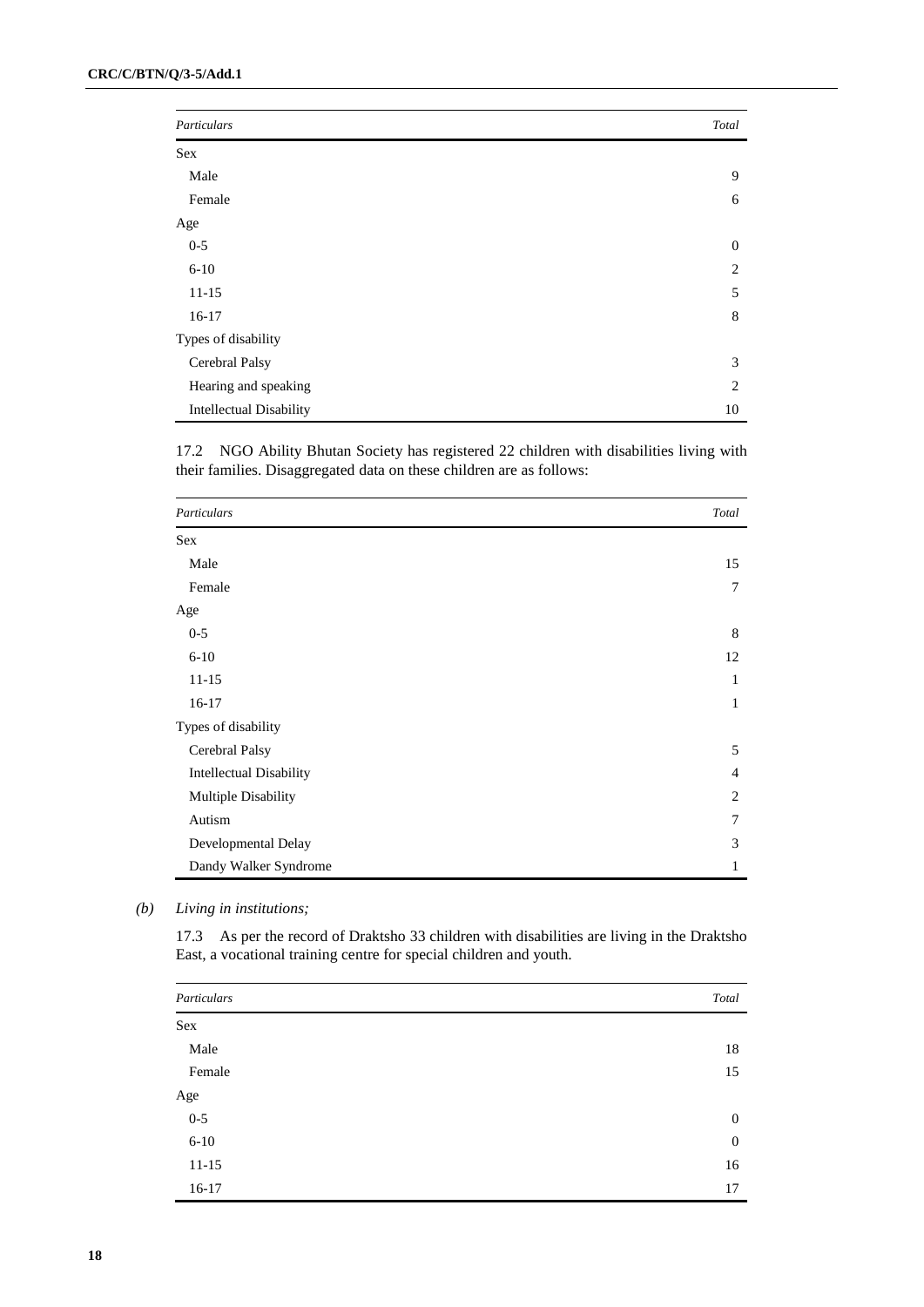| Particulars | Total |
|---|---|
| Sex | |
| Male | 9 |
| Female | 6 |
| Age | |
| 0-5 | 0 |
| 6-10 | 2 |
| 11-15 | 5 |
| 16-17 | 8 |
| Types of disability | |
| Cerebral Palsy | 3 |
| Hearing and speaking | 2 |
| Intellectual Disability | 10 |

17.2 NGO Ability Bhutan Society has registered 22 children with disabilities living with their families. Disaggregated data on these children are as follows:

| Particulars | Total |
|---|---|
| Sex | |
| Male | 15 |
| Female | 7 |
| Age | |
| 0-5 | 8 |
| 6-10 | 12 |
| 11-15 | 1 |
| 16-17 | 1 |
| Types of disability | |
| Cerebral Palsy | 5 |
| Intellectual Disability | 4 |
| Multiple Disability | 2 |
| Autism | 7 |
| Developmental Delay | 3 |
| Dandy Walker Syndrome | 1 |

*(b) Living in institutions;*

17.3 As per the record of Draktsho 33 children with disabilities are living in the Draktsho East, a vocational training centre for special children and youth.

| Particulars | Total |
|---|---|
| Sex | |
| Male | 18 |
| Female | 15 |
| Age | |
| 0-5 | 0 |
| 6-10 | 0 |
| 11-15 | 16 |
| 16-17 | 17 |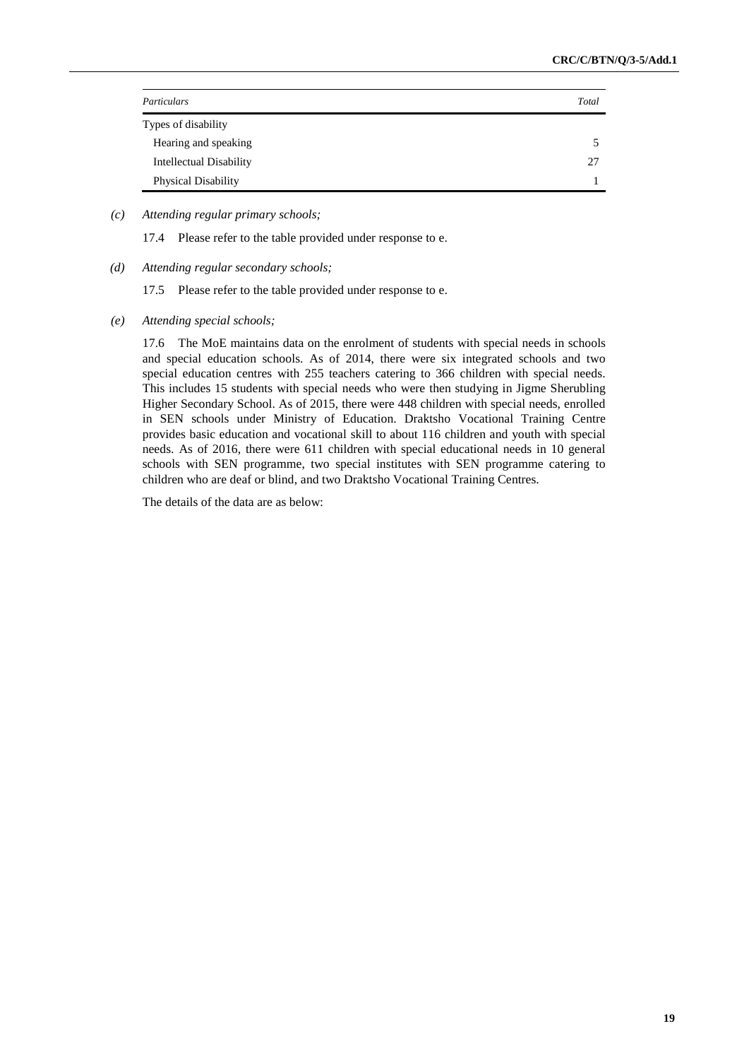| *Particulars* | *Total* |
|---|---|
| Types of disability | |
| Hearing and speaking | 5 |
| Intellectual Disability | 27 |
| Physical Disability | 1 |

*(c)* *Attending regular primary schools;*

17.4 Please refer to the table provided under response to e.

*(d)* *Attending regular secondary schools;*

17.5 Please refer to the table provided under response to e.

*(e)* *Attending special schools;*

17.6 The MoE maintains data on the enrolment of students with special needs in schools and special education schools. As of 2014, there were six integrated schools and two special education centres with 255 teachers catering to 366 children with special needs. This includes 15 students with special needs who were then studying in Jigme Sherubling Higher Secondary School. As of 2015, there were 448 children with special needs, enrolled in SEN schools under Ministry of Education. Draktsho Vocational Training Centre provides basic education and vocational skill to about 116 children and youth with special needs. As of 2016, there were 611 children with special educational needs in 10 general schools with SEN programme, two special institutes with SEN programme catering to children who are deaf or blind, and two Draktsho Vocational Training Centres.

The details of the data are as below: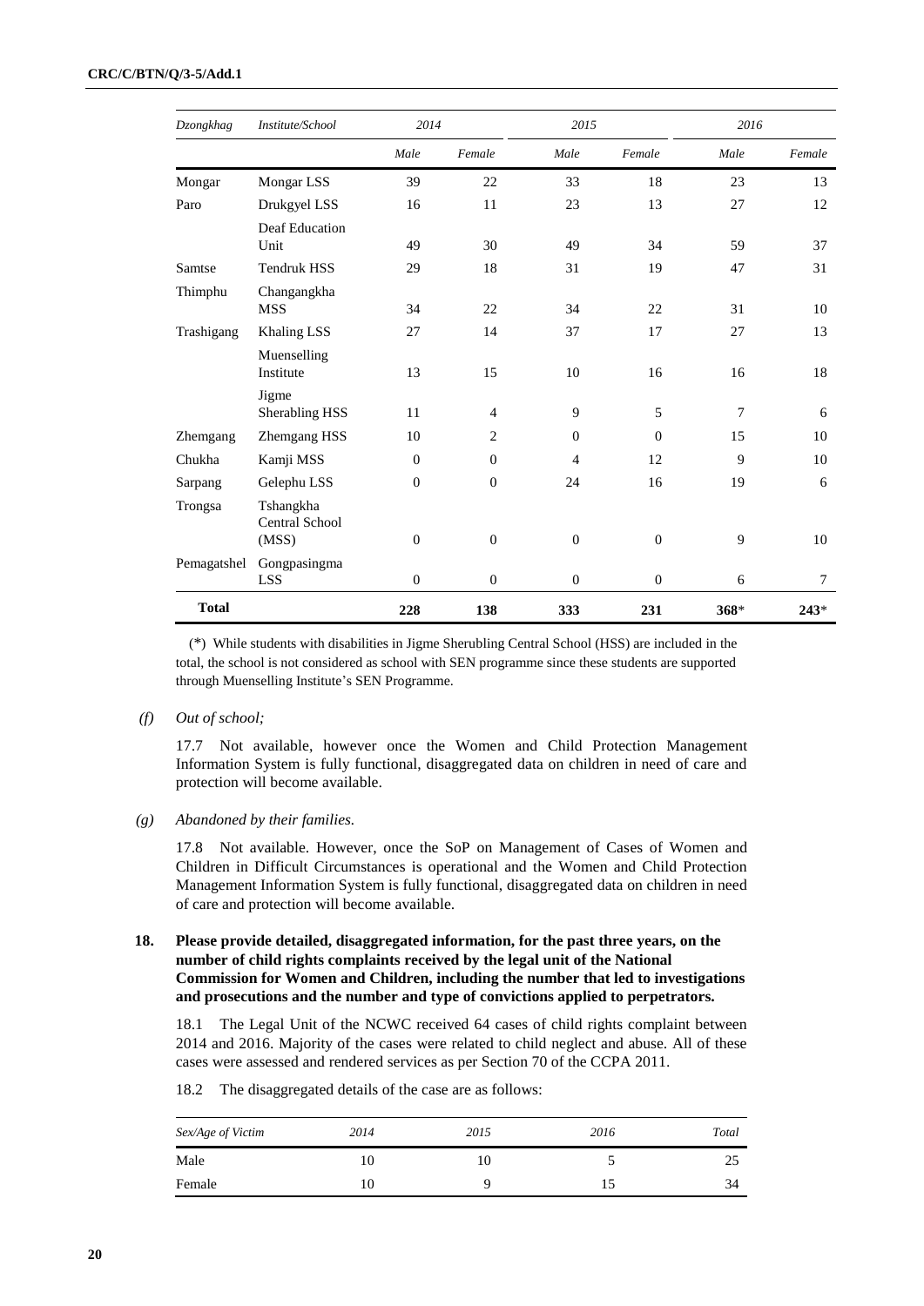| Dzongkhag | Institute/School | 2014 | | 2015 | | 2016 | |
|---|---|---|---|---|---|---|---|
| | | Male | Female | Male | Female | Male | Female |
| Mongar | Mongar LSS | 39 | 22 | 33 | 18 | 23 | 13 |
| Paro | Drukgyel LSS | 16 | 11 | 23 | 13 | 27 | 12 |
| | Deaf Education Unit | 49 | 30 | 49 | 34 | 59 | 37 |
| Samtse | Tendruk HSS | 29 | 18 | 31 | 19 | 47 | 31 |
| Thimphu | Changangkha MSS | 34 | 22 | 34 | 22 | 31 | 10 |
| Trashigang | Khaling LSS | 27 | 14 | 37 | 17 | 27 | 13 |
| | Muenselling Institute | 13 | 15 | 10 | 16 | 16 | 18 |
| | Jigme Sherabling HSS | 11 | 4 | 9 | 5 | 7 | 6 |
| Zhemgang | Zhemgang HSS | 10 | 2 | 0 | 0 | 15 | 10 |
| Chukha | Kamji MSS | 0 | 0 | 4 | 12 | 9 | 10 |
| Sarpang | Gelephu LSS | 0 | 0 | 24 | 16 | 19 | 6 |
| Trongsa | Tshangkha Central School (MSS) | 0 | 0 | 0 | 0 | 9 | 10 |
| Pemagatshel | Gongpasingma LSS | 0 | 0 | 0 | 0 | 6 | 7 |
| **Total** | | **228** | **138** | **333** | **231** | **368*** | **243*** |

(*) While students with disabilities in Jigme Sherubling Central School (HSS) are included in the total, the school is not considered as school with SEN programme since these students are supported through Muenselling Institute's SEN Programme.

*(f) Out of school;*

17.7 Not available, however once the Women and Child Protection Management Information System is fully functional, disaggregated data on children in need of care and protection will become available.

*(g) Abandoned by their families.*

17.8 Not available. However, once the SoP on Management of Cases of Women and Children in Difficult Circumstances is operational and the Women and Child Protection Management Information System is fully functional, disaggregated data on children in need of care and protection will become available.

**18. Please provide detailed, disaggregated information, for the past three years, on the number of child rights complaints received by the legal unit of the National Commission for Women and Children, including the number that led to investigations and prosecutions and the number and type of convictions applied to perpetrators.**

18.1 The Legal Unit of the NCWC received 64 cases of child rights complaint between 2014 and 2016. Majority of the cases were related to child neglect and abuse. All of these cases were assessed and rendered services as per Section 70 of the CCPA 2011.

18.2 The disaggregated details of the case are as follows:

| Sex/Age of Victim | 2014 | 2015 | 2016 | Total |
|---|---|---|---|---|
| Male | 10 | 10 | 5 | 25 |
| Female | 10 | 9 | 15 | 34 |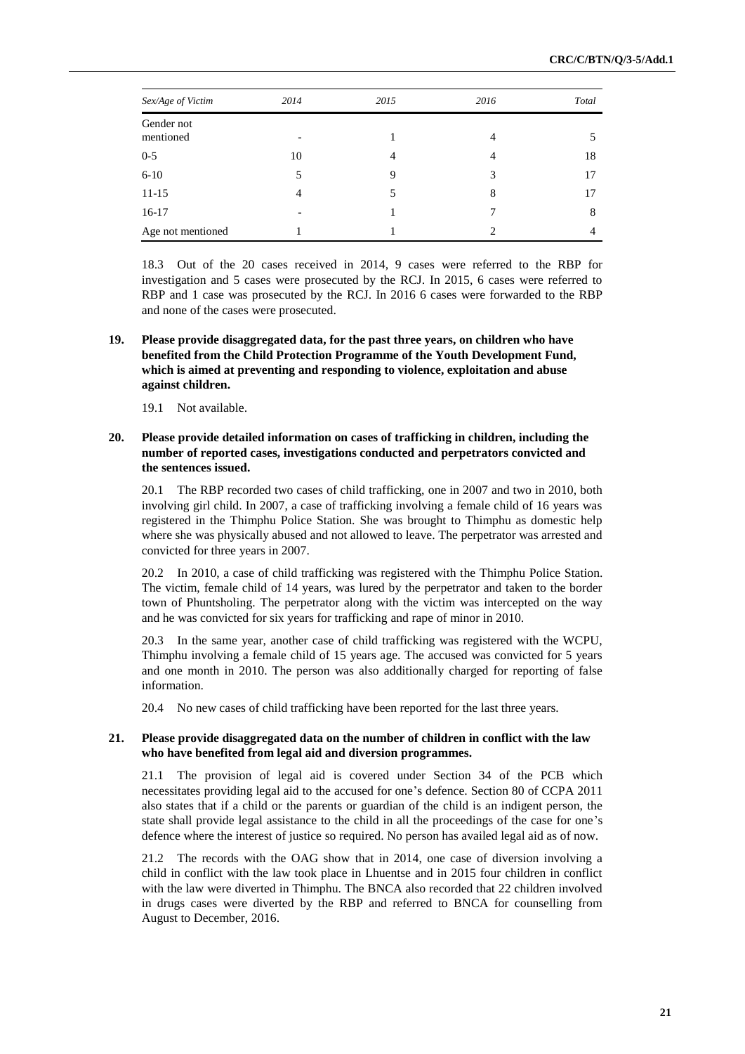| Sex/Age of Victim | 2014 | 2015 | 2016 | Total |
|---|---|---|---|---|
| Gender not mentioned | - | 1 | 4 | 5 |
| 0-5 | 10 | 4 | 4 | 18 |
| 6-10 | 5 | 9 | 3 | 17 |
| 11-15 | 4 | 5 | 8 | 17 |
| 16-17 | - | 1 | 7 | 8 |
| Age not mentioned | 1 | 1 | 2 | 4 |

18.3 Out of the 20 cases received in 2014, 9 cases were referred to the RBP for investigation and 5 cases were prosecuted by the RCJ. In 2015, 6 cases were referred to RBP and 1 case was prosecuted by the RCJ. In 2016 6 cases were forwarded to the RBP and none of the cases were prosecuted.

**19. Please provide disaggregated data, for the past three years, on children who have benefited from the Child Protection Programme of the Youth Development Fund, which is aimed at preventing and responding to violence, exploitation and abuse against children.**

19.1 Not available.

**20. Please provide detailed information on cases of trafficking in children, including the number of reported cases, investigations conducted and perpetrators convicted and the sentences issued.**

20.1 The RBP recorded two cases of child trafficking, one in 2007 and two in 2010, both involving girl child. In 2007, a case of trafficking involving a female child of 16 years was registered in the Thimphu Police Station. She was brought to Thimphu as domestic help where she was physically abused and not allowed to leave. The perpetrator was arrested and convicted for three years in 2007.

20.2 In 2010, a case of child trafficking was registered with the Thimphu Police Station. The victim, female child of 14 years, was lured by the perpetrator and taken to the border town of Phuntsholing. The perpetrator along with the victim was intercepted on the way and he was convicted for six years for trafficking and rape of minor in 2010.

20.3 In the same year, another case of child trafficking was registered with the WCPU, Thimphu involving a female child of 15 years age. The accused was convicted for 5 years and one month in 2010. The person was also additionally charged for reporting of false information.

20.4 No new cases of child trafficking have been reported for the last three years.

**21. Please provide disaggregated data on the number of children in conflict with the law who have benefited from legal aid and diversion programmes.**

21.1 The provision of legal aid is covered under Section 34 of the PCB which necessitates providing legal aid to the accused for one's defence. Section 80 of CCPA 2011 also states that if a child or the parents or guardian of the child is an indigent person, the state shall provide legal assistance to the child in all the proceedings of the case for one's defence where the interest of justice so required. No person has availed legal aid as of now.

21.2 The records with the OAG show that in 2014, one case of diversion involving a child in conflict with the law took place in Lhuentse and in 2015 four children in conflict with the law were diverted in Thimphu. The BNCA also recorded that 22 children involved in drugs cases were diverted by the RBP and referred to BNCA for counselling from August to December, 2016.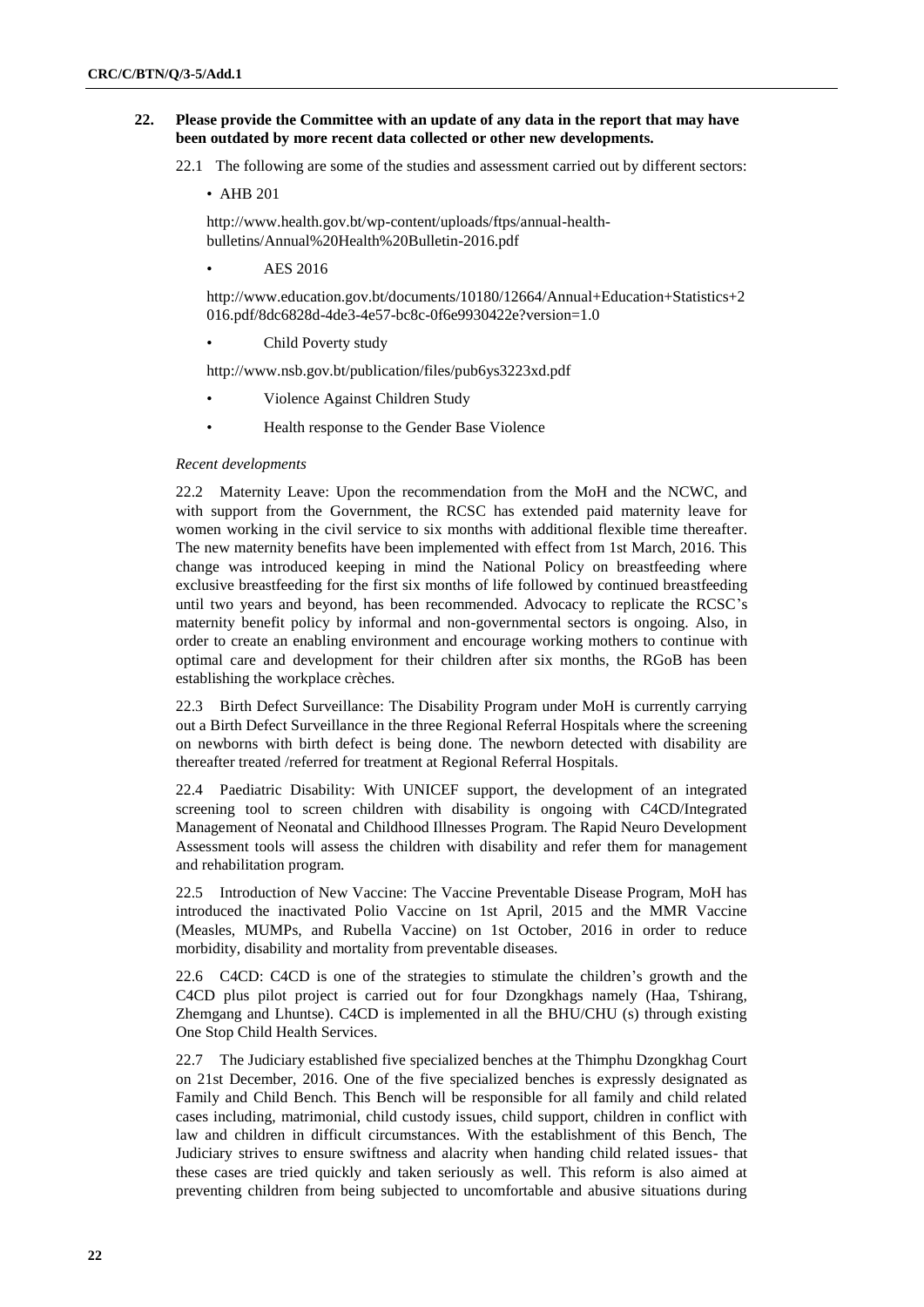**22. Please provide the Committee with an update of any data in the report that may have been outdated by more recent data collected or other new developments.**

22.1 The following are some of the studies and assessment carried out by different sectors:

- AHB 201

http://www.health.gov.bt/wp-content/uploads/ftps/annual-health-bulletins/Annual%20Health%20Bulletin-2016.pdf

- AES 2016

http://www.education.gov.bt/documents/10180/12664/Annual+Education+Statistics+2016.pdf/8dc6828d-4de3-4e57-bc8c-0f6e9930422e?version=1.0

- Child Poverty study

http://www.nsb.gov.bt/publication/files/pub6ys3223xd.pdf

- Violence Against Children Study
- Health response to the Gender Base Violence

*Recent developments*

22.2 Maternity Leave: Upon the recommendation from the MoH and the NCWC, and with support from the Government, the RCSC has extended paid maternity leave for women working in the civil service to six months with additional flexible time thereafter. The new maternity benefits have been implemented with effect from 1st March, 2016. This change was introduced keeping in mind the National Policy on breastfeeding where exclusive breastfeeding for the first six months of life followed by continued breastfeeding until two years and beyond, has been recommended. Advocacy to replicate the RCSC's maternity benefit policy by informal and non-governmental sectors is ongoing. Also, in order to create an enabling environment and encourage working mothers to continue with optimal care and development for their children after six months, the RGoB has been establishing the workplace crèches.

22.3 Birth Defect Surveillance: The Disability Program under MoH is currently carrying out a Birth Defect Surveillance in the three Regional Referral Hospitals where the screening on newborns with birth defect is being done. The newborn detected with disability are thereafter treated /referred for treatment at Regional Referral Hospitals.

22.4 Paediatric Disability: With UNICEF support, the development of an integrated screening tool to screen children with disability is ongoing with C4CD/Integrated Management of Neonatal and Childhood Illnesses Program. The Rapid Neuro Development Assessment tools will assess the children with disability and refer them for management and rehabilitation program.

22.5 Introduction of New Vaccine: The Vaccine Preventable Disease Program, MoH has introduced the inactivated Polio Vaccine on 1st April, 2015 and the MMR Vaccine (Measles, MUMPs, and Rubella Vaccine) on 1st October, 2016 in order to reduce morbidity, disability and mortality from preventable diseases.

22.6 C4CD: C4CD is one of the strategies to stimulate the children's growth and the C4CD plus pilot project is carried out for four Dzongkhags namely (Haa, Tshirang, Zhemgang and Lhuntse). C4CD is implemented in all the BHU/CHU (s) through existing One Stop Child Health Services.

22.7 The Judiciary established five specialized benches at the Thimphu Dzongkhag Court on 21st December, 2016. One of the five specialized benches is expressly designated as Family and Child Bench. This Bench will be responsible for all family and child related cases including, matrimonial, child custody issues, child support, children in conflict with law and children in difficult circumstances. With the establishment of this Bench, The Judiciary strives to ensure swiftness and alacrity when handing child related issues- that these cases are tried quickly and taken seriously as well. This reform is also aimed at preventing children from being subjected to uncomfortable and abusive situations during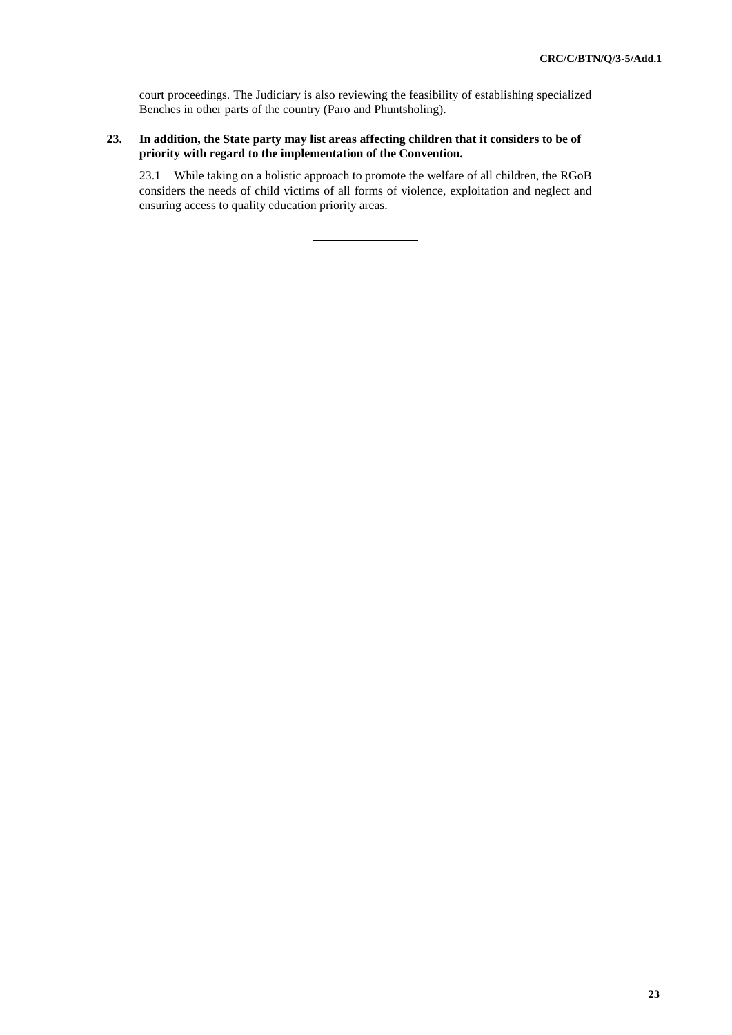court proceedings. The Judiciary is also reviewing the feasibility of establishing specialized Benches in other parts of the country (Paro and Phuntsholing).

**23. In addition, the State party may list areas affecting children that it considers to be of priority with regard to the implementation of the Convention.**

23.1 While taking on a holistic approach to promote the welfare of all children, the RGoB considers the needs of child victims of all forms of violence, exploitation and neglect and ensuring access to quality education priority areas.